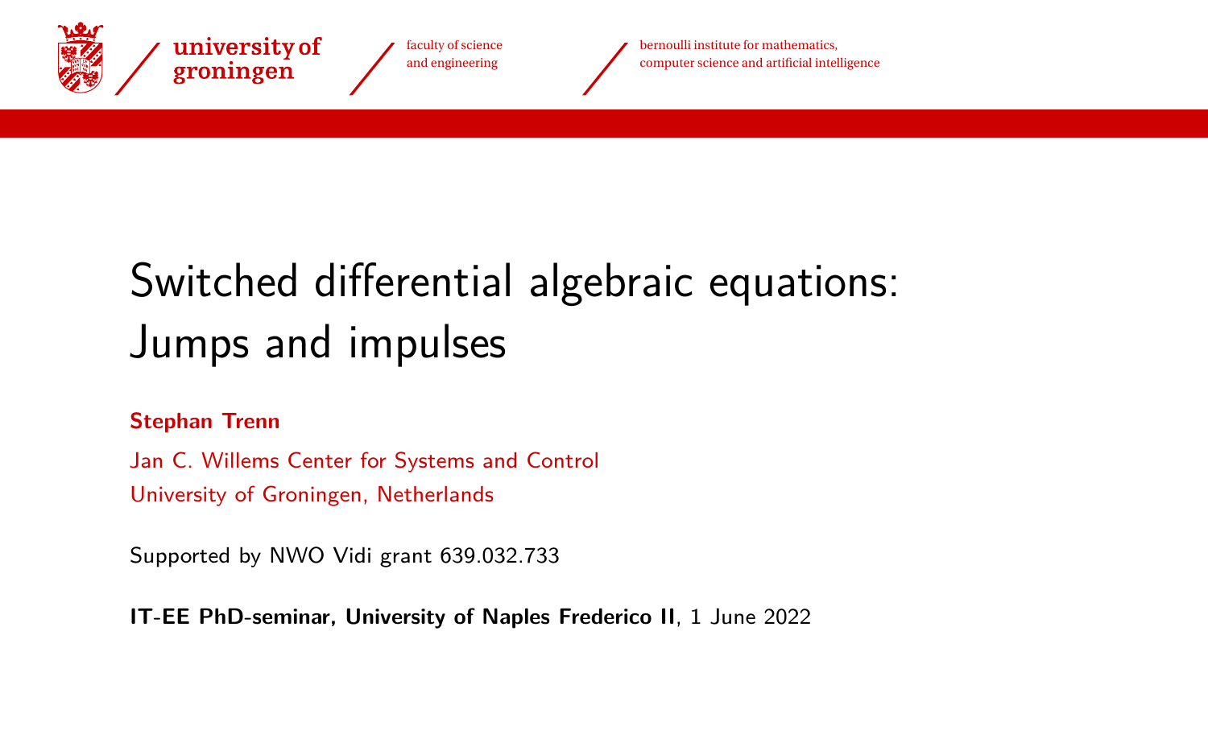# Switched differential algebraic equations: Jumps and impulses

**Stephan Trenn**

Jan C. Willems Center for Systems and Control
University of Groningen, Netherlands

Supported by NWO Vidi grant 639.032.733

**IT-EE PhD-seminar, University of Naples Frederico II**, 1 June 2022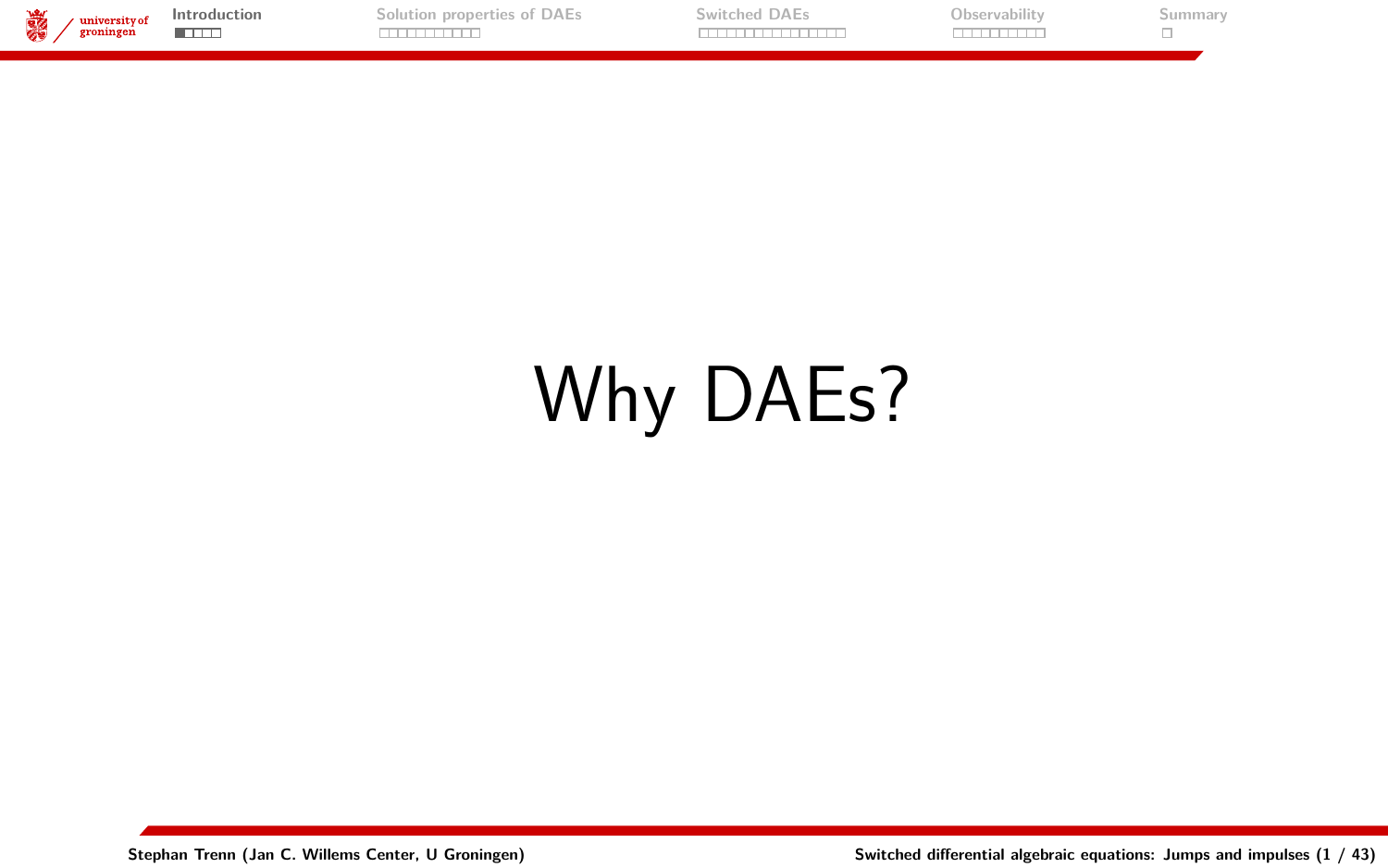# Why DAEs?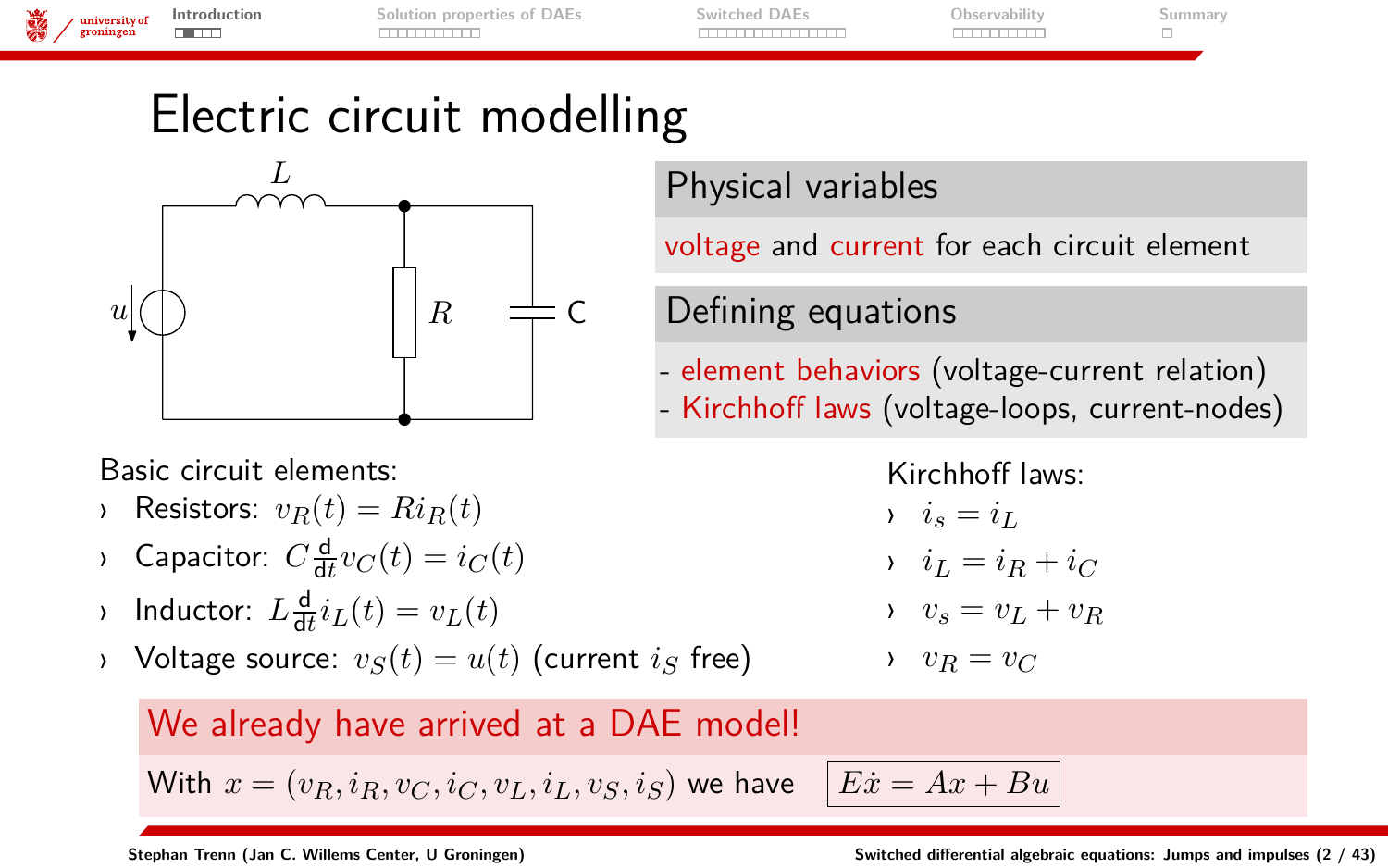# Electric circuit modelling

### Physical variables

voltage and current for each circuit element

### Defining equations

- element behaviors (voltage-current relation)
- Kirchhoff laws (voltage-loops, current-nodes)

Basic circuit elements:

- Resistors: $v_R(t) = R i_R(t)$
- Capacitor: $C \frac{\mathrm{d}}{\mathrm{d}t} v_C(t) = i_C(t)$
- Inductor: $L \frac{\mathrm{d}}{\mathrm{d}t} i_L(t) = v_L(t)$
- Voltage source: $v_S(t) = u(t)$ (current $i_S$ free)

Kirchhoff laws:

- $i_s = i_L$
- $i_L = i_R + i_C$
- $v_s = v_L + v_R$
- $v_R = v_C$

**We already have arrived at a DAE model!**

With $x = (v_R, i_R, v_C, i_C, v_L, i_L, v_S, i_S)$ we have $E\dot{x} = Ax + Bu$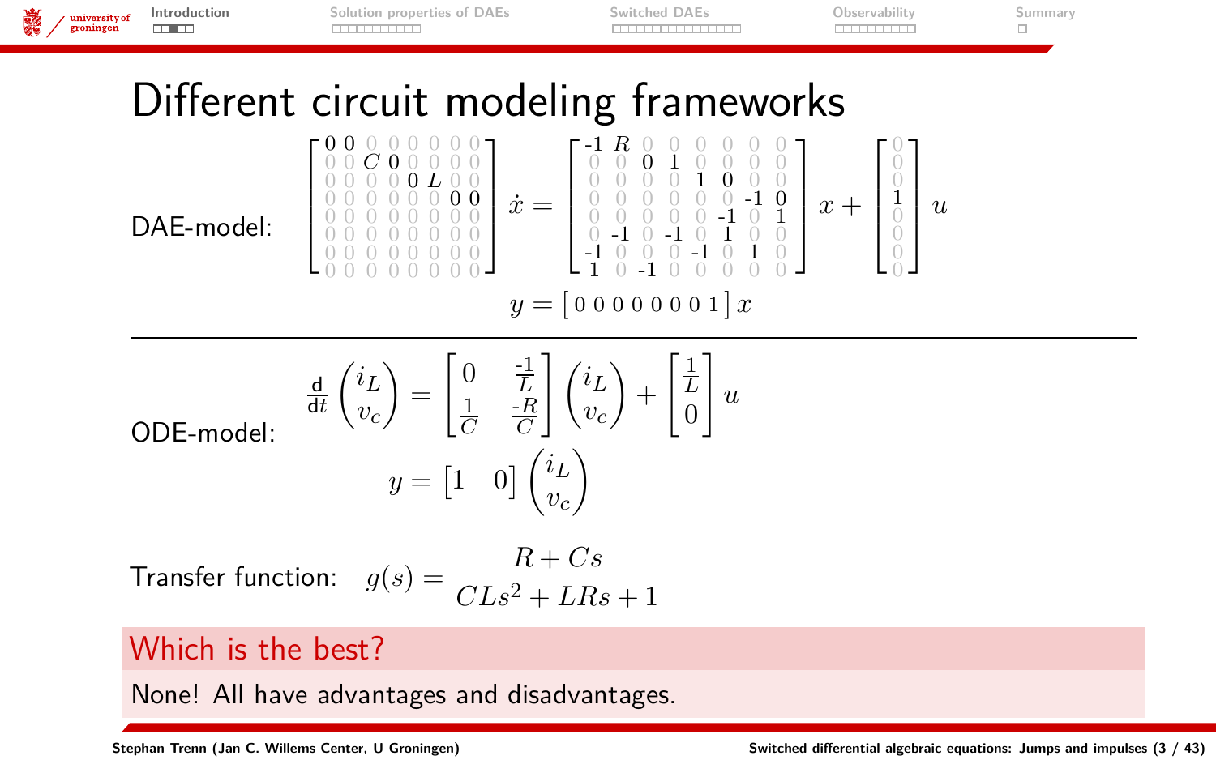# Different circuit modeling frameworks

DAE-model:

$$
\begin{bmatrix}
0 & 0 & 0 & 0 & 0 & 0 & 0 & 0 \\
0 & 0 & C & 0 & 0 & 0 & 0 & 0 \\
0 & 0 & 0 & 0 & 0 & L & 0 & 0 \\
0 & 0 & 0 & 0 & 0 & 0 & 0 & 0 \\
0 & 0 & 0 & 0 & 0 & 0 & 0 & 0 \\
0 & 0 & 0 & 0 & 0 & 0 & 0 & 0 \\
0 & 0 & 0 & 0 & 0 & 0 & 0 & 0 \\
0 & 0 & 0 & 0 & 0 & 0 & 0 & 0
\end{bmatrix} \dot{x} =
\begin{bmatrix}
-1 & R & 0 & 0 & 0 & 0 & 0 & 0 \\
0 & 0 & 0 & 1 & 0 & 0 & 0 & 0 \\
0 & 0 & 0 & 0 & 1 & 0 & 0 & 0 \\
0 & 0 & 0 & 0 & 0 & 0 & -1 & 0 \\
0 & 0 & 0 & 0 & 0 & -1 & 0 & 1 \\
0 & -1 & 0 & -1 & 0 & 1 & 0 & 0 \\
-1 & 0 & 0 & 0 & -1 & 0 & 1 & 0 \\
1 & 0 & -1 & 0 & 0 & 0 & 0 & 0
\end{bmatrix} x +
\begin{bmatrix}
0 \\ 0 \\ 0 \\ 1 \\ 0 \\ 0 \\ 0 \\ 0
\end{bmatrix} u
$$

$$
y = \begin{bmatrix} 0 & 0 & 0 & 0 & 0 & 0 & 0 & 1 \end{bmatrix} x
$$

---

ODE-model:

$$
\frac{\mathrm{d}}{\mathrm{d}t} \begin{pmatrix} i_L \\ v_c \end{pmatrix} = \begin{bmatrix} 0 & \frac{-1}{L} \\ \frac{1}{C} & \frac{-R}{C} \end{bmatrix} \begin{pmatrix} i_L \\ v_c \end{pmatrix} + \begin{bmatrix} \frac{1}{L} \\ 0 \end{bmatrix} u
$$

$$
y = \begin{bmatrix} 1 & 0 \end{bmatrix} \begin{pmatrix} i_L \\ v_c \end{pmatrix}
$$

---

Transfer function: $g(s) = \dfrac{R + Cs}{CLs^2 + LRs + 1}$

**Which is the best?**

None! All have advantages and disadvantages.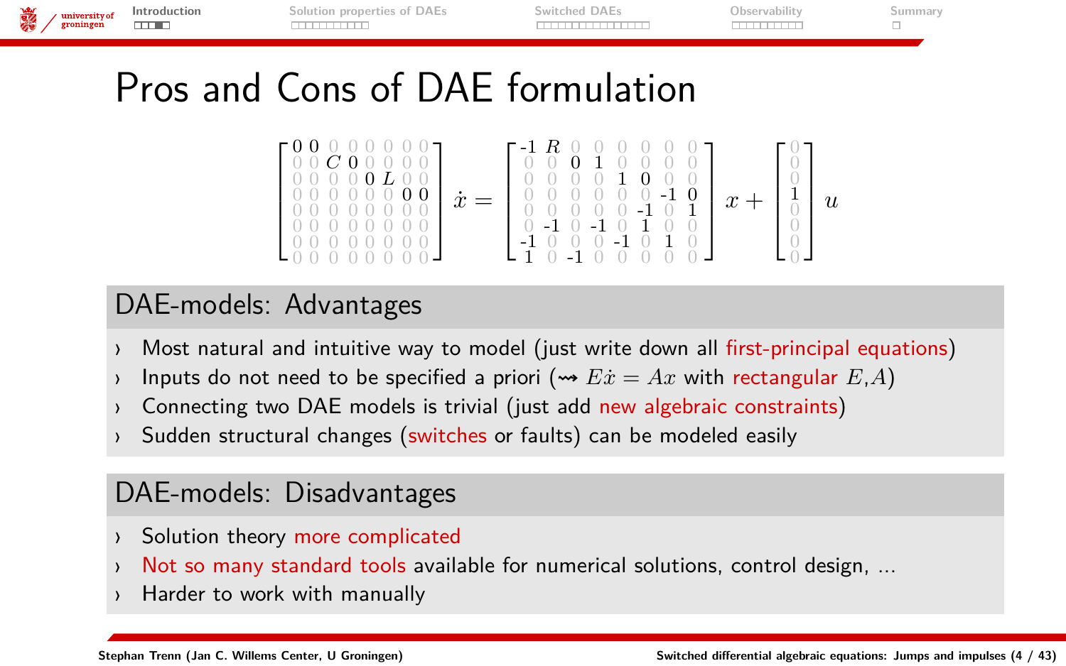# Pros and Cons of DAE formulation

$$
\begin{bmatrix}
0 & 0 & 0 & 0 & 0 & 0 & 0 & 0 \\
0 & 0 & C & 0 & 0 & 0 & 0 & 0 \\
0 & 0 & 0 & 0 & 0 & L & 0 & 0 \\
0 & 0 & 0 & 0 & 0 & 0 & 0 & 0 \\
0 & 0 & 0 & 0 & 0 & 0 & 0 & 0 \\
0 & 0 & 0 & 0 & 0 & 0 & 0 & 0 \\
0 & 0 & 0 & 0 & 0 & 0 & 0 & 0 \\
0 & 0 & 0 & 0 & 0 & 0 & 0 & 0
\end{bmatrix} \dot{x} =
\begin{bmatrix}
-1 & R & 0 & 0 & 0 & 0 & 0 & 0 \\
0 & 0 & 0 & 1 & 0 & 0 & 0 & 0 \\
0 & 0 & 0 & 0 & 1 & 0 & 0 & 0 \\
0 & 0 & 0 & 0 & 0 & 0 & -1 & 0 \\
0 & 0 & 0 & 0 & 0 & -1 & 0 & 1 \\
0 & -1 & 0 & -1 & 0 & 1 & 0 & 0 \\
-1 & 0 & 0 & 0 & -1 & 0 & 1 & 0 \\
1 & 0 & -1 & 0 & 0 & 0 & 0 & 0
\end{bmatrix} x +
\begin{bmatrix}
0 \\ 0 \\ 0 \\ 1 \\ 0 \\ 0 \\ 0 \\ 0
\end{bmatrix} u
$$

## DAE-models: Advantages

- Most natural and intuitive way to model (just write down all first-principal equations)
- Inputs do not need to be specified a priori ($\rightsquigarrow E\dot{x} = Ax$ with rectangular $E$,$A$)
- Connecting two DAE models is trivial (just add new algebraic constraints)
- Sudden structural changes (switches or faults) can be modeled easily

## DAE-models: Disadvantages

- Solution theory more complicated
- Not so many standard tools available for numerical solutions, control design, ...
- Harder to work with manually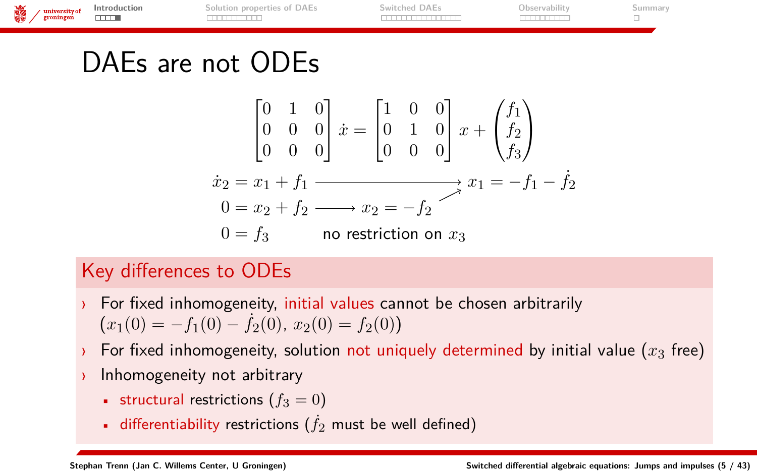# DAEs are not ODEs

$$\begin{bmatrix} 0 & 1 & 0 \\ 0 & 0 & 0 \\ 0 & 0 & 0 \end{bmatrix} \dot{x} = \begin{bmatrix} 1 & 0 & 0 \\ 0 & 1 & 0 \\ 0 & 0 & 0 \end{bmatrix} x + \begin{pmatrix} f_1 \\ f_2 \\ f_3 \end{pmatrix}$$

$$\dot{x}_2 = x_1 + f_1 \longrightarrow x_1 = -f_1 - \dot{f}_2$$

$$0 = x_2 + f_2 \longrightarrow x_2 = -f_2 \nearrow$$

$0 = f_3$ no restriction on $x_3$

## Key differences to ODEs

- For fixed inhomogeneity, initial values cannot be chosen arbitrarily ($x_1(0) = -f_1(0) - \dot{f}_2(0)$, $x_2(0) = f_2(0)$)
- For fixed inhomogeneity, solution not uniquely determined by initial value ($x_3$ free)
- Inhomogeneity not arbitrary
  - structural restrictions ($f_3 = 0$)
  - differentiability restrictions ($\dot{f}_2$ must be well defined)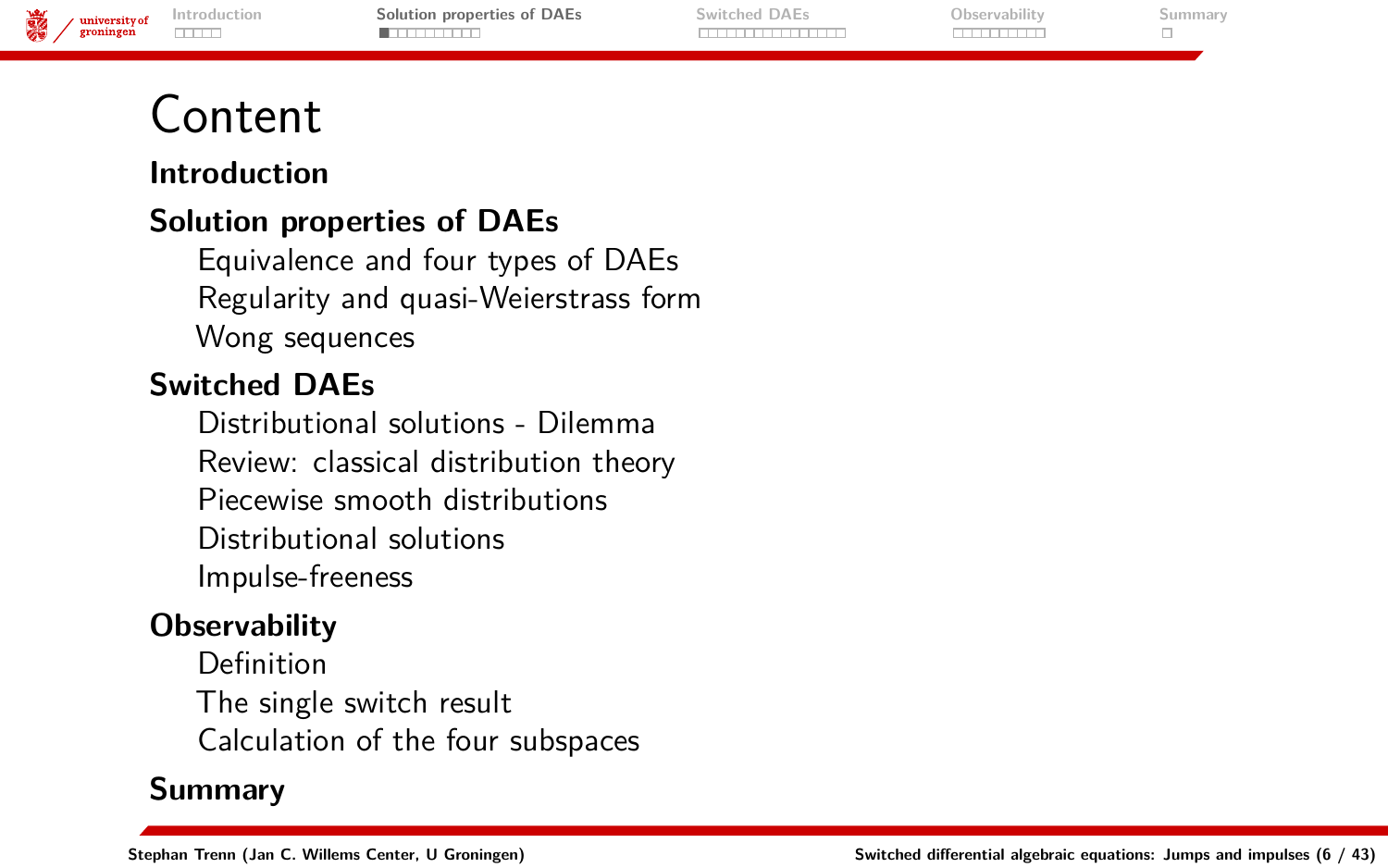# Content

## Introduction

## Solution properties of DAEs

- Equivalence and four types of DAEs
- Regularity and quasi-Weierstrass form
- Wong sequences

## Switched DAEs

- Distributional solutions - Dilemma
- Review: classical distribution theory
- Piecewise smooth distributions
- Distributional solutions
- Impulse-freeness

## Observability

- Definition
- The single switch result
- Calculation of the four subspaces

## Summary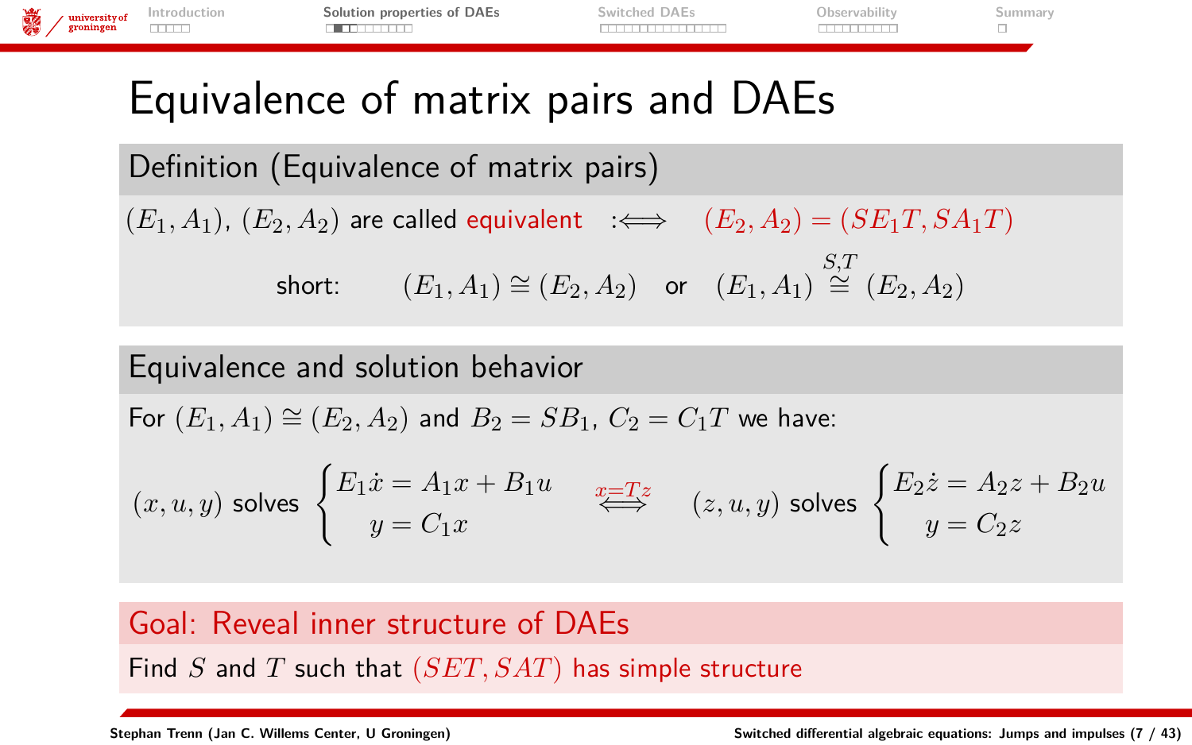# Equivalence of matrix pairs and DAEs

## Definition (Equivalence of matrix pairs)

$(E_1, A_1)$, $(E_2, A_2)$ are called equivalent $:\Longleftrightarrow$ $(E_2, A_2) = (SE_1T, SA_1T)$

short: $(E_1, A_1) \cong (E_2, A_2)$ or $(E_1, A_1) \overset{S,T}{\cong} (E_2, A_2)$

## Equivalence and solution behavior

For $(E_1, A_1) \cong (E_2, A_2)$ and $B_2 = SB_1$, $C_2 = C_1T$ we have:

$$(x, u, y) \text{ solves } \begin{cases} E_1\dot{x} = A_1x + B_1u \\ y = C_1x \end{cases} \overset{x=Tz}{\Longleftrightarrow} (z, u, y) \text{ solves } \begin{cases} E_2\dot{z} = A_2z + B_2u \\ y = C_2z \end{cases}$$

## Goal: Reveal inner structure of DAEs

Find $S$ and $T$ such that $(SET, SAT)$ has simple structure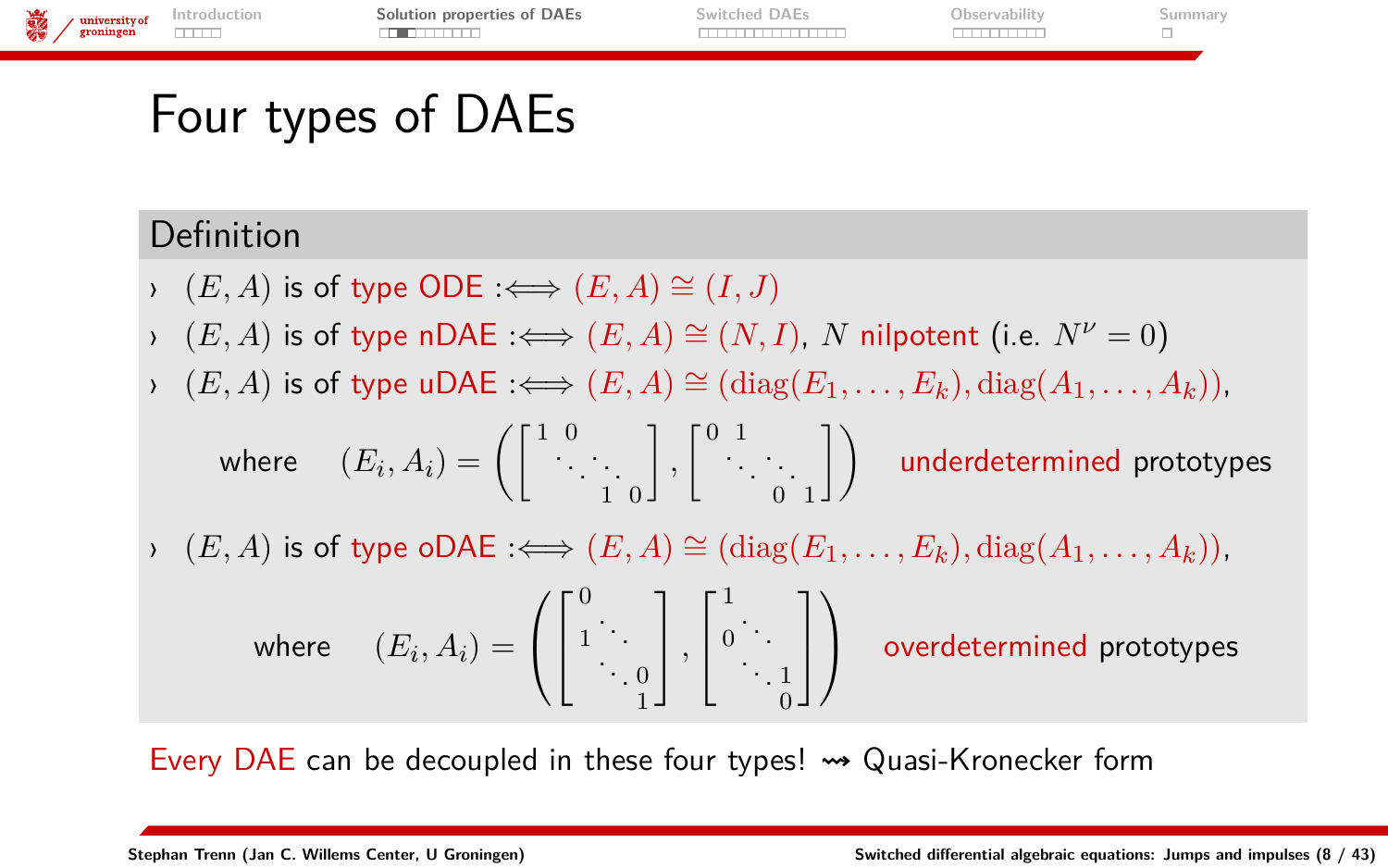# Four types of DAEs

## Definition

- $(E, A)$ is of type ODE $:\Longleftrightarrow (E, A) \cong (I, J)$
- $(E, A)$ is of type nDAE $:\Longleftrightarrow (E, A) \cong (N, I)$, $N$ nilpotent (i.e. $N^\nu = 0$)
- $(E, A)$ is of type uDAE $:\Longleftrightarrow (E, A) \cong (\operatorname{diag}(E_1, \ldots, E_k), \operatorname{diag}(A_1, \ldots, A_k))$,

  where $\quad (E_i, A_i) = \left( \begin{bmatrix} 1 & 0 & & \\ & \ddots & \ddots & \\ & & 1 & 0 \end{bmatrix}, \begin{bmatrix} 0 & 1 & & \\ & \ddots & \ddots & \\ & & 0 & 1 \end{bmatrix} \right)$ underdetermined prototypes

- $(E, A)$ is of type oDAE $:\Longleftrightarrow (E, A) \cong (\operatorname{diag}(E_1, \ldots, E_k), \operatorname{diag}(A_1, \ldots, A_k))$,

  where $\quad (E_i, A_i) = \left( \begin{bmatrix} 0 & & \\ 1 & \ddots & \\ & \ddots & 0 \\ & & 1 \end{bmatrix}, \begin{bmatrix} 1 & & \\ 0 & \ddots & \\ & \ddots & 1 \\ & & 0 \end{bmatrix} \right)$ overdetermined prototypes

Every DAE can be decoupled in these four types! $\rightsquigarrow$ Quasi-Kronecker form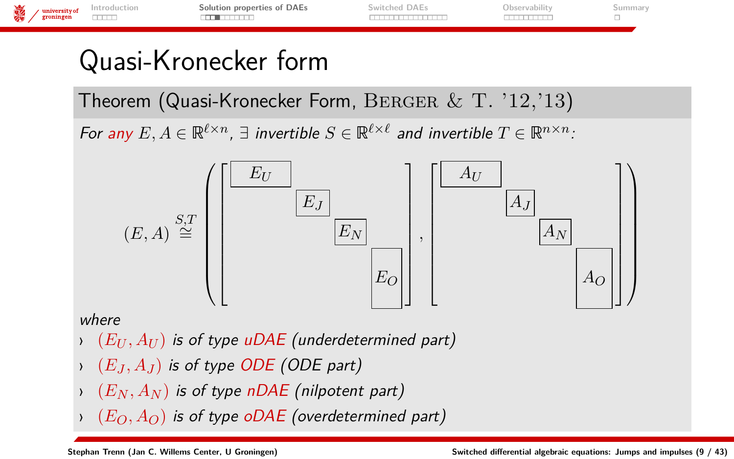# Quasi-Kronecker form

**Theorem (Quasi-Kronecker Form, Berger & T. '12,'13)**

*For **any** $E, A \in \mathbb{R}^{\ell \times n}$, $\exists$ invertible $S \in \mathbb{R}^{\ell \times \ell}$ and invertible $T \in \mathbb{R}^{n \times n}$:*

$$(E, A) \overset{S,T}{\cong} \left( \begin{bmatrix} E_U & & & \\ & E_J & & \\ & & E_N & \\ & & & E_O \end{bmatrix}, \begin{bmatrix} A_U & & & \\ & A_J & & \\ & & A_N & \\ & & & A_O \end{bmatrix} \right)$$

*where*

- $(E_U, A_U)$ *is of type **uDAE** (underdetermined part)*
- $(E_J, A_J)$ *is of type **ODE** (ODE part)*
- $(E_N, A_N)$ *is of type **nDAE** (nilpotent part)*
- $(E_O, A_O)$ *is of type **oDAE** (overdetermined part)*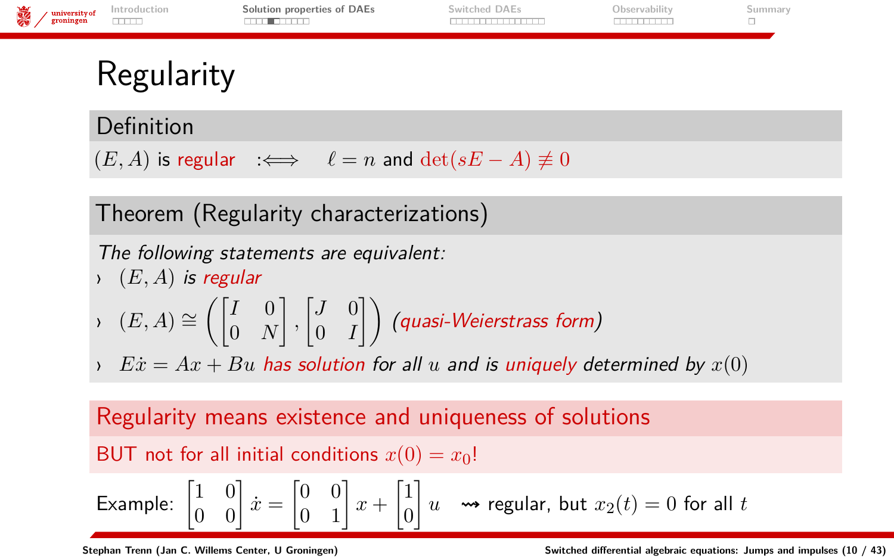# Regularity

**Definition**

$(E, A)$ is regular $:\Longleftrightarrow \quad \ell = n$ and $\det(sE - A) \not\equiv 0$

**Theorem (Regularity characterizations)**

*The following statements are equivalent:*

- $(E, A)$ *is regular*
- $(E, A) \cong \left( \begin{bmatrix} I & 0 \\ 0 & N \end{bmatrix}, \begin{bmatrix} J & 0 \\ 0 & I \end{bmatrix} \right)$ *(quasi-Weierstrass form)*
- $E\dot{x} = Ax + Bu$ *has solution for all* $u$ *and is uniquely determined by* $x(0)$

**Regularity means existence and uniqueness of solutions**

BUT not for all initial conditions $x(0) = x_0$!

Example: $\begin{bmatrix} 1 & 0 \\ 0 & 0 \end{bmatrix} \dot{x} = \begin{bmatrix} 0 & 0 \\ 0 & 1 \end{bmatrix} x + \begin{bmatrix} 1 \\ 0 \end{bmatrix} u \quad \rightsquigarrow$ regular, but $x_2(t) = 0$ for all $t$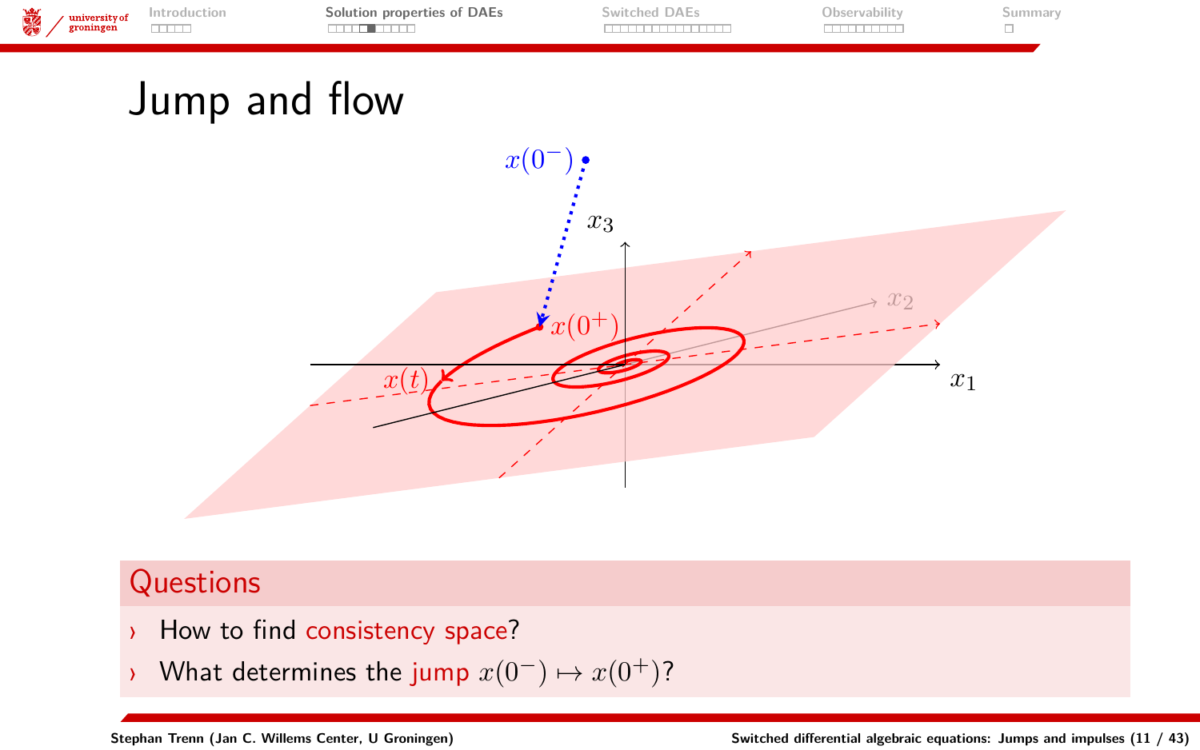# Jump and flow

$x(0^-)$

$x_3$

$x_2$

$x(0^+)$

$x(t)$

$x_1$

## Questions

- How to find consistency space?
- What determines the jump $x(0^-) \mapsto x(0^+)$?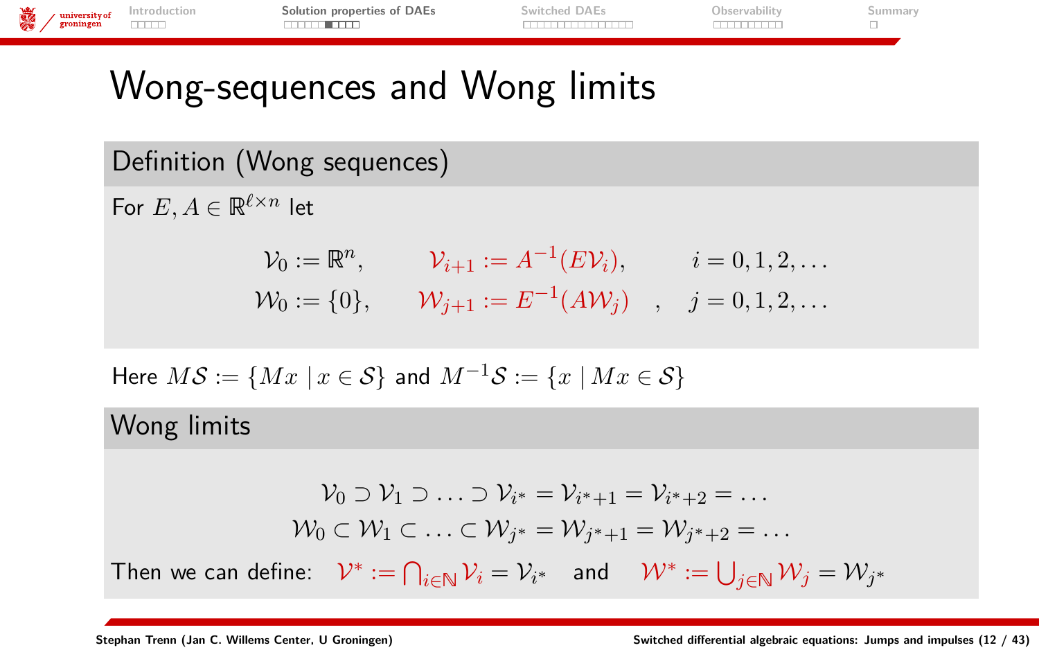# Wong-sequences and Wong limits

## Definition (Wong sequences)

For $E, A \in \mathbb{R}^{\ell \times n}$ let

$$
\begin{aligned}
\mathcal{V}_0 &:= \mathbb{R}^n, & \mathcal{V}_{i+1} &:= A^{-1}(E\mathcal{V}_i), & i &= 0,1,2,\ldots \\
\mathcal{W}_0 &:= \{0\}, & \mathcal{W}_{j+1} &:= E^{-1}(A\mathcal{W}_j) \quad , & j &= 0,1,2,\ldots
\end{aligned}
$$

Here $M\mathcal{S} := \{Mx \mid x \in \mathcal{S}\}$ and $M^{-1}\mathcal{S} := \{x \mid Mx \in \mathcal{S}\}$

## Wong limits

$$
\begin{aligned}
\mathcal{V}_0 \supset \mathcal{V}_1 \supset \ldots \supset \mathcal{V}_{i^*} = \mathcal{V}_{i^*+1} = \mathcal{V}_{i^*+2} = \ldots \\
\mathcal{W}_0 \subset \mathcal{W}_1 \subset \ldots \subset \mathcal{W}_{j^*} = \mathcal{W}_{j^*+1} = \mathcal{W}_{j^*+2} = \ldots
\end{aligned}
$$

Then we can define: $\mathcal{V}^* := \bigcap_{i \in \mathbb{N}} \mathcal{V}_i = \mathcal{V}_{i^*}$ and $\mathcal{W}^* := \bigcup_{j \in \mathbb{N}} \mathcal{W}_j = \mathcal{W}_{j^*}$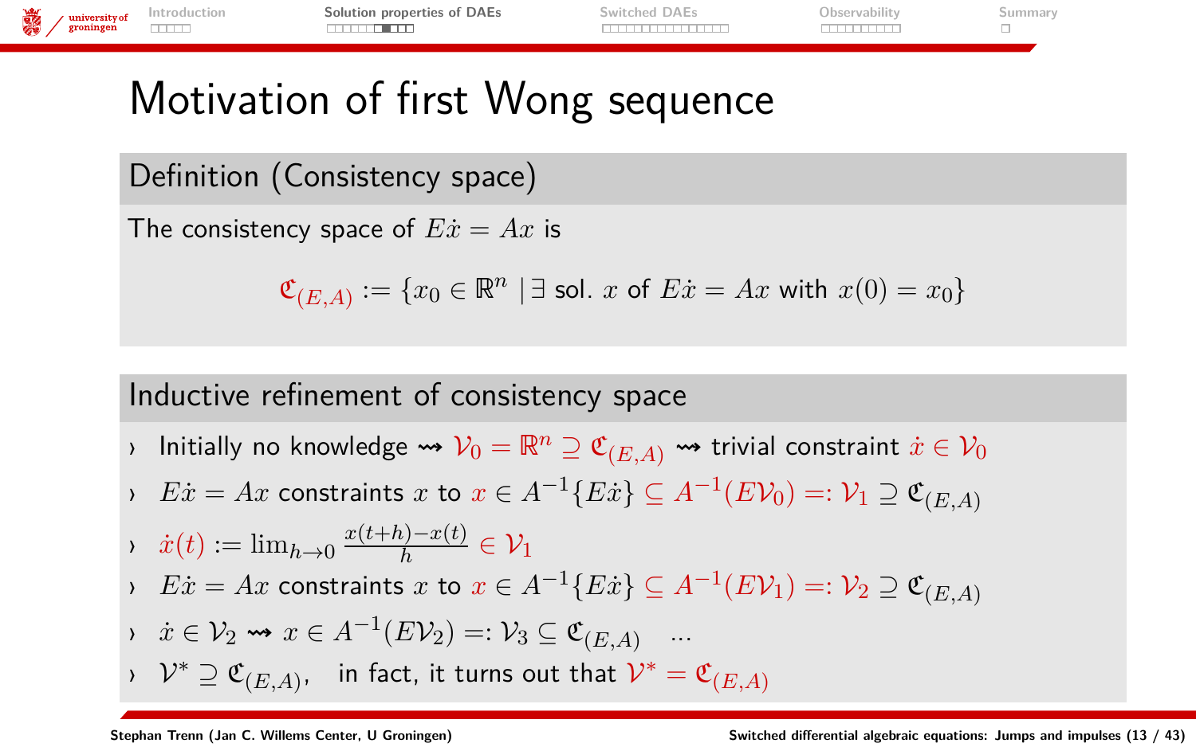# Motivation of first Wong sequence

## Definition (Consistency space)

The consistency space of $E\dot{x} = Ax$ is

$$\mathfrak{C}_{(E,A)} := \{x_0 \in \mathbb{R}^n \mid \exists \text{ sol. } x \text{ of } E\dot{x} = Ax \text{ with } x(0) = x_0\}$$

## Inductive refinement of consistency space

- Initially no knowledge $\rightsquigarrow$ $\mathcal{V}_0 = \mathbb{R}^n \supseteq \mathfrak{C}_{(E,A)}$ $\rightsquigarrow$ trivial constraint $\dot{x} \in \mathcal{V}_0$
- $E\dot{x} = Ax$ constraints $x$ to $x \in A^{-1}\{E\dot{x}\} \subseteq A^{-1}(E\mathcal{V}_0) =: \mathcal{V}_1 \supseteq \mathfrak{C}_{(E,A)}$
- $\dot{x}(t) := \lim_{h\to 0} \frac{x(t+h)-x(t)}{h} \in \mathcal{V}_1$
- $E\dot{x} = Ax$ constraints $x$ to $x \in A^{-1}\{E\dot{x}\} \subseteq A^{-1}(E\mathcal{V}_1) =: \mathcal{V}_2 \supseteq \mathfrak{C}_{(E,A)}$
- $\dot{x} \in \mathcal{V}_2 \rightsquigarrow x \in A^{-1}(E\mathcal{V}_2) =: \mathcal{V}_3 \subseteq \mathfrak{C}_{(E,A)}$ ...
- $\mathcal{V}^* \supseteq \mathfrak{C}_{(E,A)}$, in fact, it turns out that $\mathcal{V}^* = \mathfrak{C}_{(E,A)}$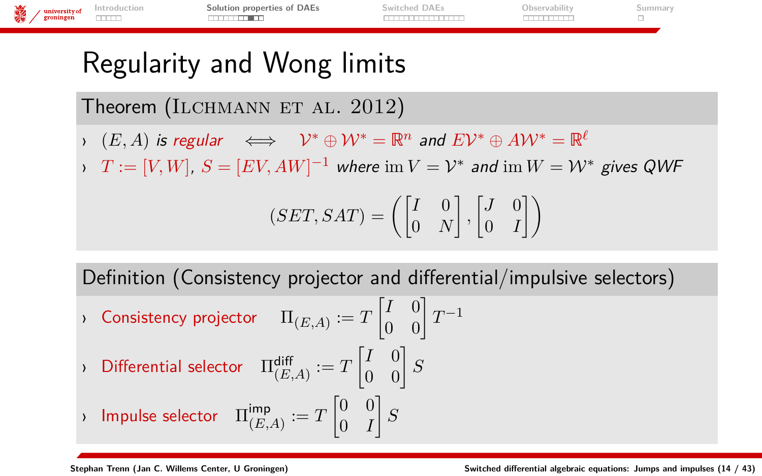# Regularity and Wong limits

**Theorem (Ilchmann et al. 2012)**

- $(E, A)$ *is regular* $\iff$ $\mathcal{V}^* \oplus \mathcal{W}^* = \mathbb{R}^n$ *and* $E\mathcal{V}^* \oplus A\mathcal{W}^* = \mathbb{R}^\ell$
- $T := [V, W]$, $S = [EV, AW]^{-1}$ *where* $\operatorname{im} V = \mathcal{V}^*$ *and* $\operatorname{im} W = \mathcal{W}^*$ *gives QWF*

$$(SET, SAT) = \left( \begin{bmatrix} I & 0 \\ 0 & N \end{bmatrix}, \begin{bmatrix} J & 0 \\ 0 & I \end{bmatrix} \right)$$

**Definition (Consistency projector and differential/impulsive selectors)**

- Consistency projector $\quad \Pi_{(E,A)} := T \begin{bmatrix} I & 0 \\ 0 & 0 \end{bmatrix} T^{-1}$
- Differential selector $\quad \Pi^{\text{diff}}_{(E,A)} := T \begin{bmatrix} I & 0 \\ 0 & 0 \end{bmatrix} S$
- Impulse selector $\quad \Pi^{\text{imp}}_{(E,A)} := T \begin{bmatrix} 0 & 0 \\ 0 & I \end{bmatrix} S$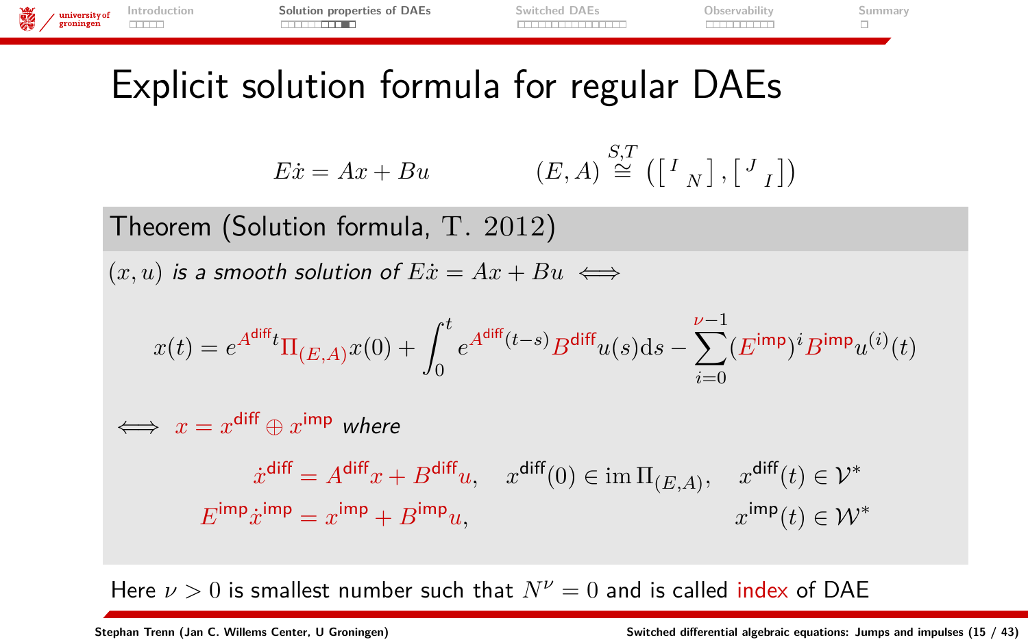# Explicit solution formula for regular DAEs

$$E\dot{x} = Ax + Bu \qquad\qquad (E,A) \overset{S,T}{\cong} \left(\begin{bmatrix} I & \\ & N \end{bmatrix}, \begin{bmatrix} J & \\ & I \end{bmatrix}\right)$$

**Theorem (Solution formula, T. 2012)**

*$(x,u)$ is a smooth solution of $E\dot{x} = Ax + Bu$* $\iff$

$$x(t) = e^{A^{\text{diff}}t}\Pi_{(E,A)}x(0) + \int_0^t e^{A^{\text{diff}}(t-s)}B^{\text{diff}}u(s)\mathrm{d}s - \sum_{i=0}^{\nu-1}(E^{\text{imp}})^i B^{\text{imp}}u^{(i)}(t)$$

$\iff$ $x = x^{\text{diff}} \oplus x^{\text{imp}}$ *where*

$$\begin{aligned} \dot{x}^{\text{diff}} &= A^{\text{diff}}x + B^{\text{diff}}u, \quad x^{\text{diff}}(0) \in \operatorname{im}\Pi_{(E,A)}, \quad x^{\text{diff}}(t) \in \mathcal{V}^* \\ E^{\text{imp}}\dot{x}^{\text{imp}} &= x^{\text{imp}} + B^{\text{imp}}u, \qquad\qquad\qquad\qquad\qquad\quad x^{\text{imp}}(t) \in \mathcal{W}^* \end{aligned}$$

Here $\nu > 0$ is smallest number such that $N^\nu = 0$ and is called index of DAE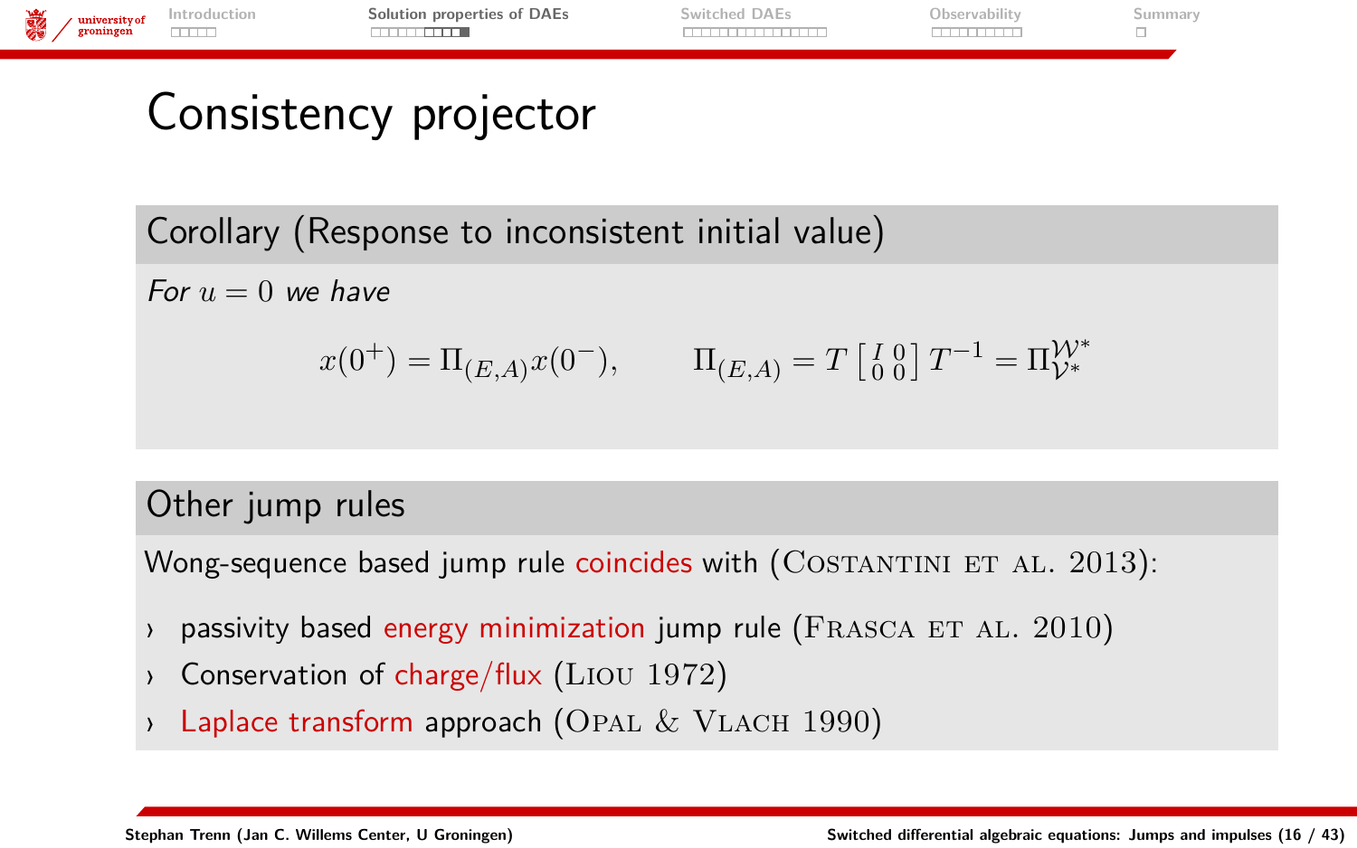# Consistency projector

## Corollary (Response to inconsistent initial value)

*For $u = 0$ we have*

$$x(0^+) = \Pi_{(E,A)} x(0^-), \qquad \Pi_{(E,A)} = T \begin{bmatrix} I & 0 \\ 0 & 0 \end{bmatrix} T^{-1} = \Pi_{\mathcal{V}^*}^{\mathcal{W}^*}$$

## Other jump rules

Wong-sequence based jump rule coincides with (Costantini et al. 2013):

- passivity based energy minimization jump rule (Frasca et al. 2010)
- Conservation of charge/flux (Liou 1972)
- Laplace transform approach (Opal & Vlach 1990)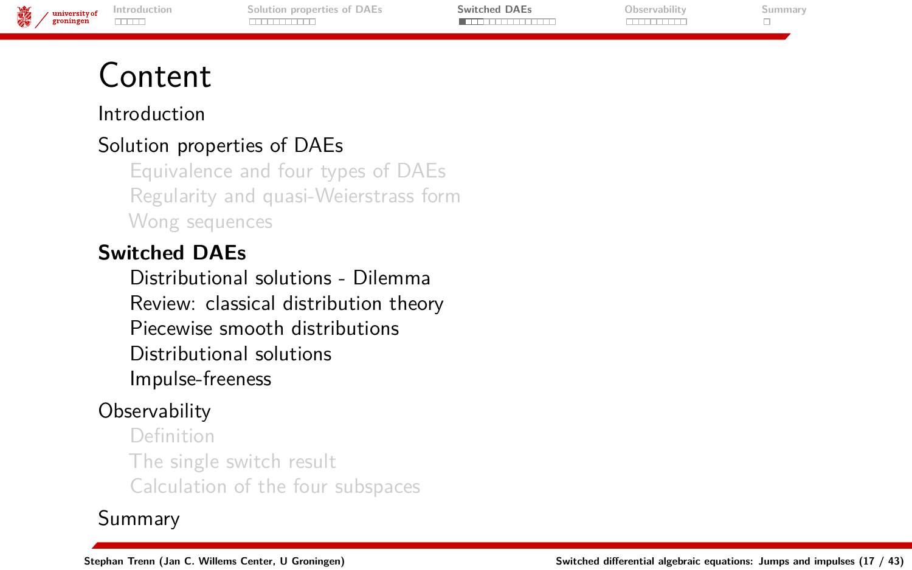# Content

Introduction

Solution properties of DAEs

- Equivalence and four types of DAEs
- Regularity and quasi-Weierstrass form
- Wong sequences

**Switched DAEs**

- Distributional solutions - Dilemma
- Review: classical distribution theory
- Piecewise smooth distributions
- Distributional solutions
- Impulse-freeness

Observability

- Definition
- The single switch result
- Calculation of the four subspaces

Summary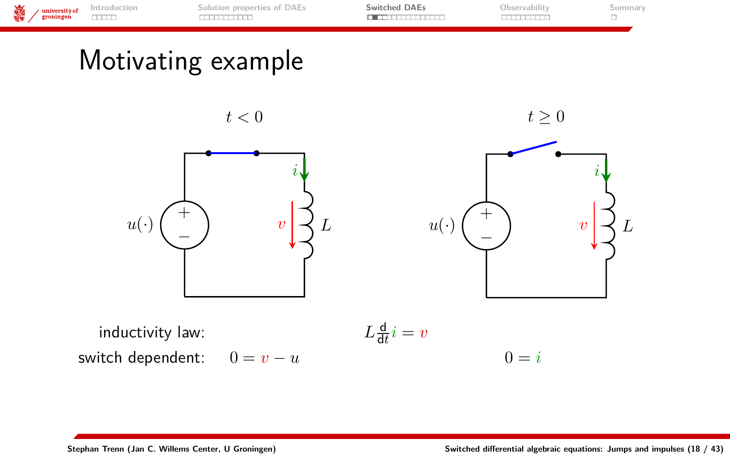# Motivating example

$t < 0$ $\qquad\qquad$ $t \geq 0$

inductivity law: $\quad L\frac{\mathrm{d}}{\mathrm{d}t}i = v$

switch dependent: $\quad 0 = v - u \qquad\qquad 0 = i$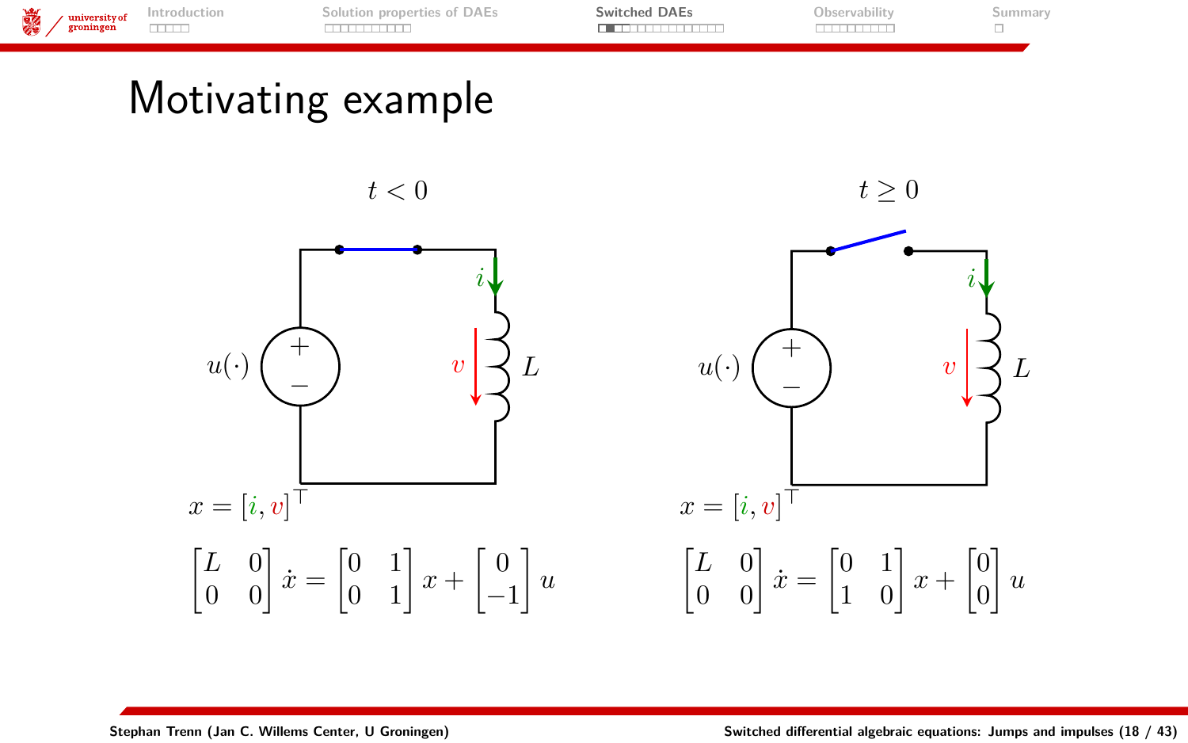# Motivating example

$t < 0$

$u(\cdot)$, $i$, $v$, $L$

$x = [i, v]^\top$

$$\begin{bmatrix} L & 0 \\ 0 & 0 \end{bmatrix} \dot{x} = \begin{bmatrix} 0 & 1 \\ 0 & 1 \end{bmatrix} x + \begin{bmatrix} 0 \\ -1 \end{bmatrix} u$$

$t \geq 0$

$u(\cdot)$, $i$, $v$, $L$

$x = [i, v]^\top$

$$\begin{bmatrix} L & 0 \\ 0 & 0 \end{bmatrix} \dot{x} = \begin{bmatrix} 0 & 1 \\ 1 & 0 \end{bmatrix} x + \begin{bmatrix} 0 \\ 0 \end{bmatrix} u$$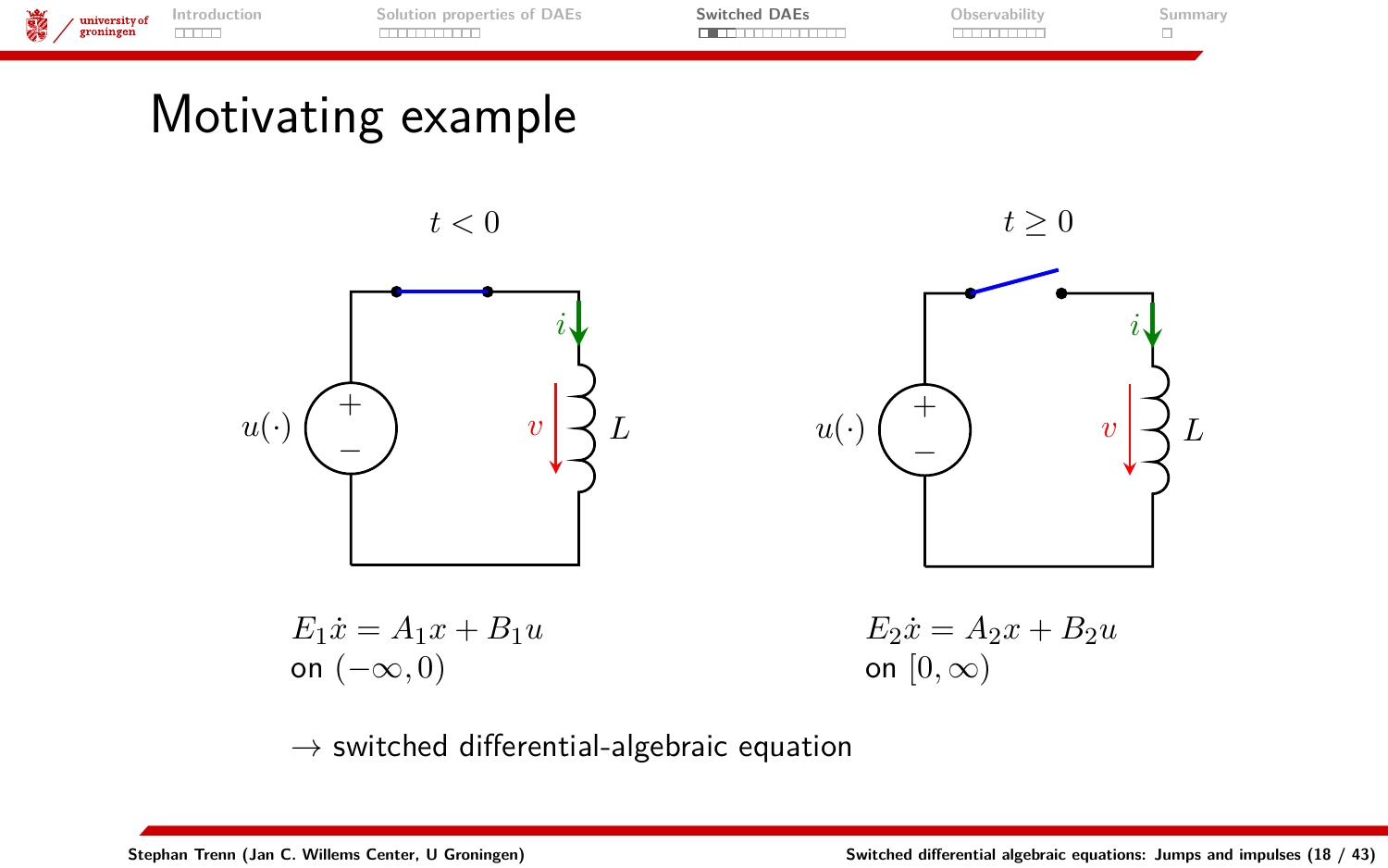# Motivating example

$t < 0$

$u(\cdot)$ $+$ $-$ $i$ $v$ $L$

$E_1\dot{x} = A_1 x + B_1 u$
on $(-\infty, 0)$

$t \geq 0$

$u(\cdot)$ $+$ $-$ $i$ $v$ $L$

$E_2\dot{x} = A_2 x + B_2 u$
on $[0, \infty)$

$\rightarrow$ switched differential-algebraic equation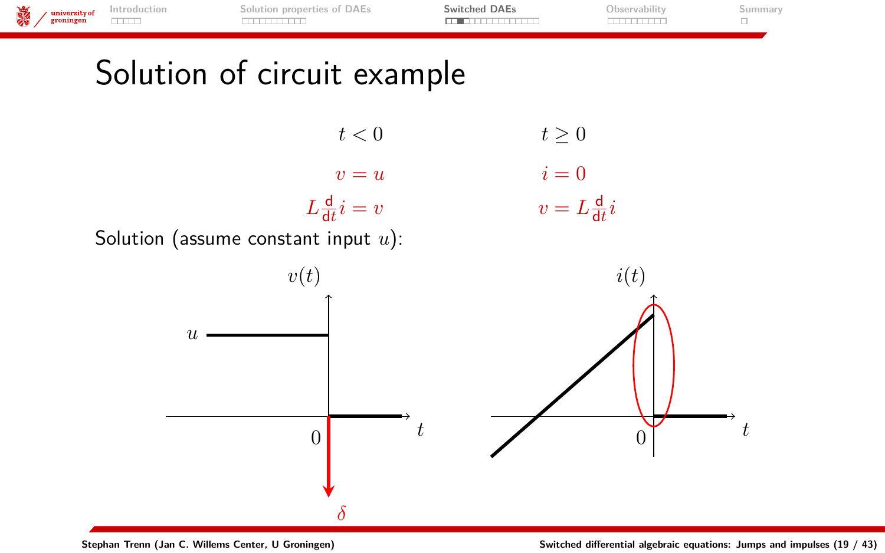# Solution of circuit example

| $t < 0$ | $t \geq 0$ |
|---|---|
| $v = u$ | $i = 0$ |
| $L\frac{\mathsf{d}}{\mathsf{d}t}i = v$ | $v = L\frac{\mathsf{d}}{\mathsf{d}t}i$ |

Solution (assume constant input $u$):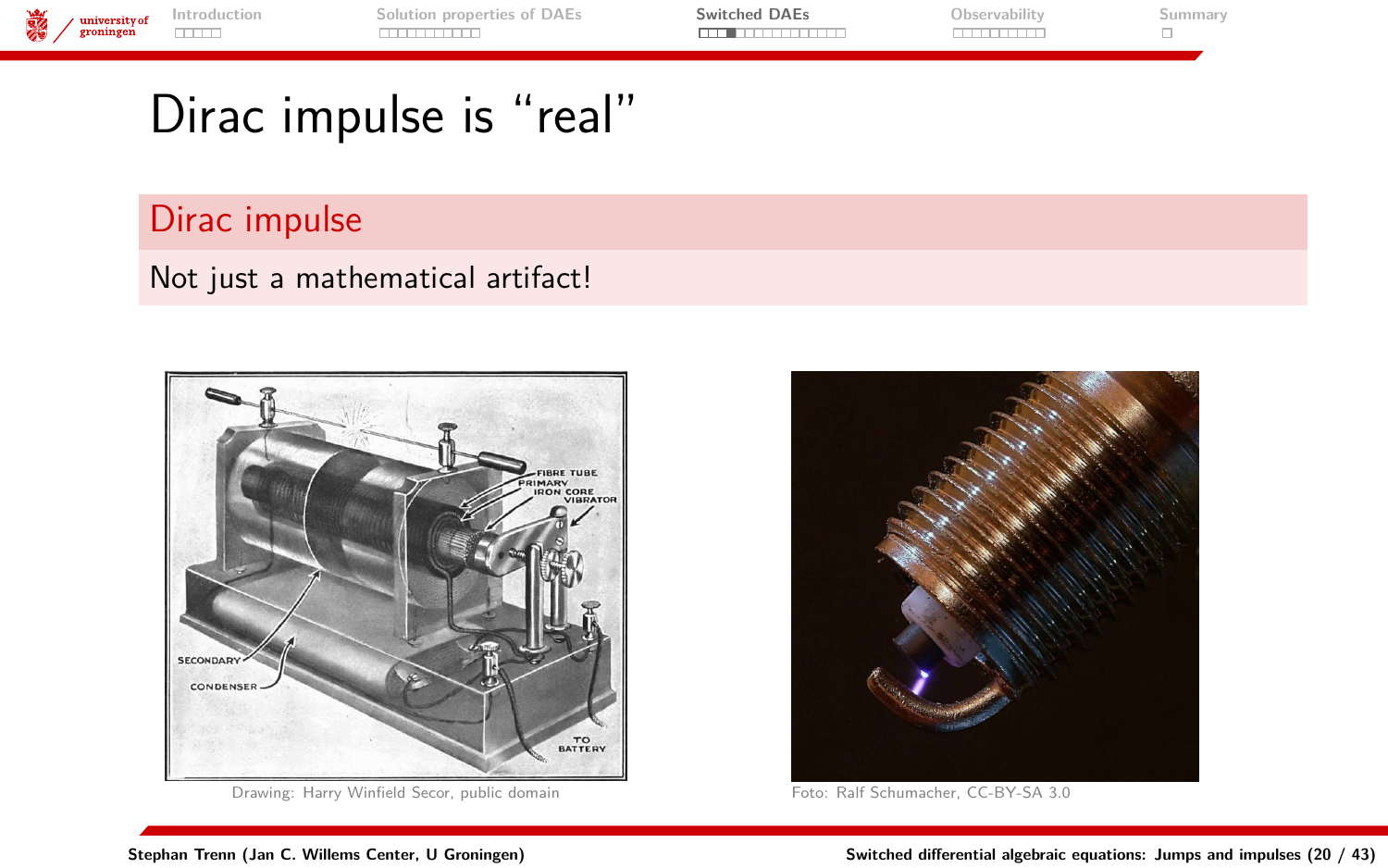# Dirac impulse is "real"

## Dirac impulse

Not just a mathematical artifact!

Drawing: Harry Winfield Secor, public domain

Foto: Ralf Schumacher, CC-BY-SA 3.0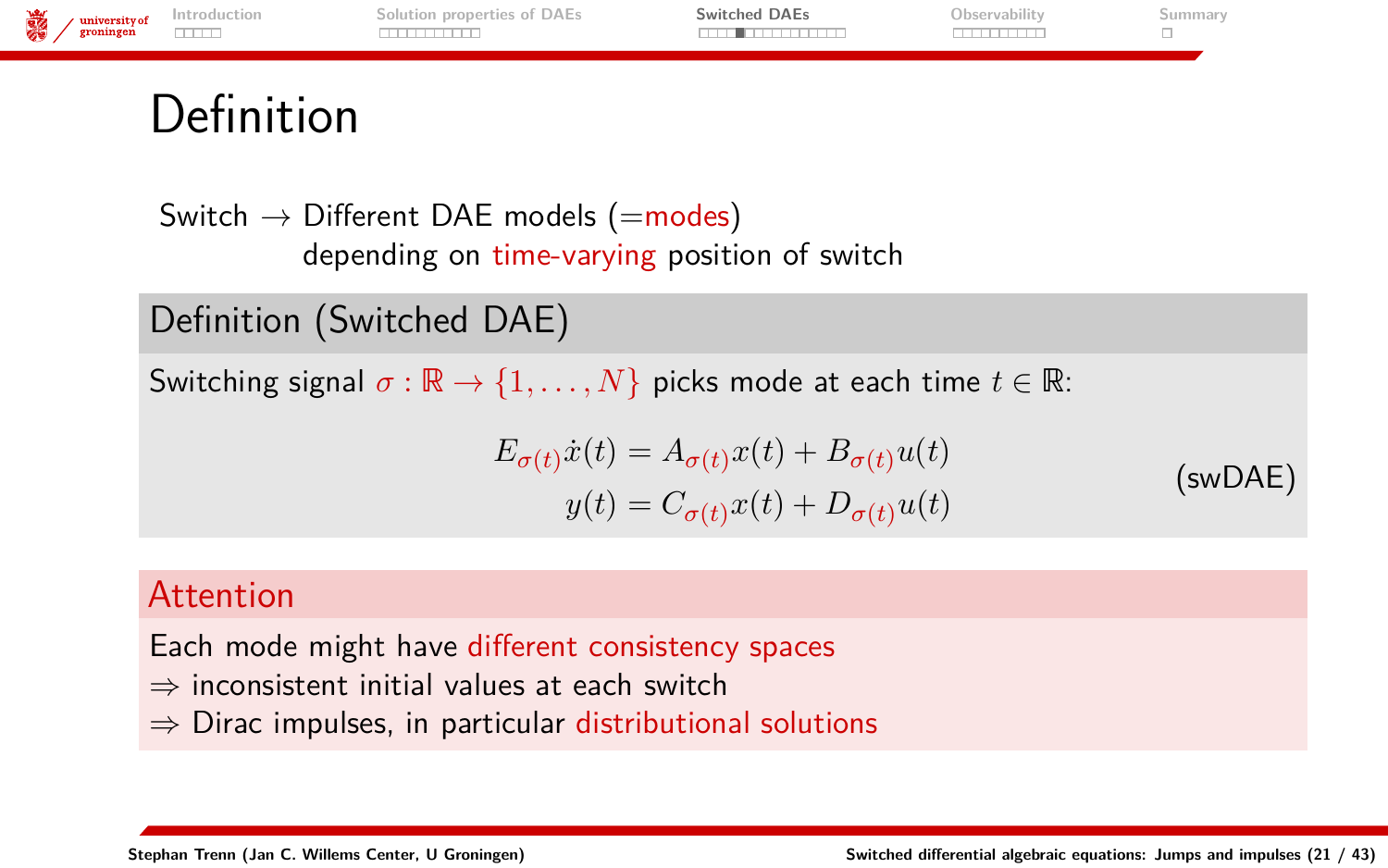# Definition

Switch → Different DAE models (=modes)
depending on time-varying position of switch

## Definition (Switched DAE)

Switching signal $\sigma : \mathbb{R} \to \{1, \ldots, N\}$ picks mode at each time $t \in \mathbb{R}$:

$$
\begin{aligned}
E_{\sigma(t)}\dot{x}(t) &= A_{\sigma(t)}x(t) + B_{\sigma(t)}u(t) \\
y(t) &= C_{\sigma(t)}x(t) + D_{\sigma(t)}u(t)
\end{aligned}
\tag{swDAE}
$$

## Attention

Each mode might have different consistency spaces

⇒ inconsistent initial values at each switch

⇒ Dirac impulses, in particular distributional solutions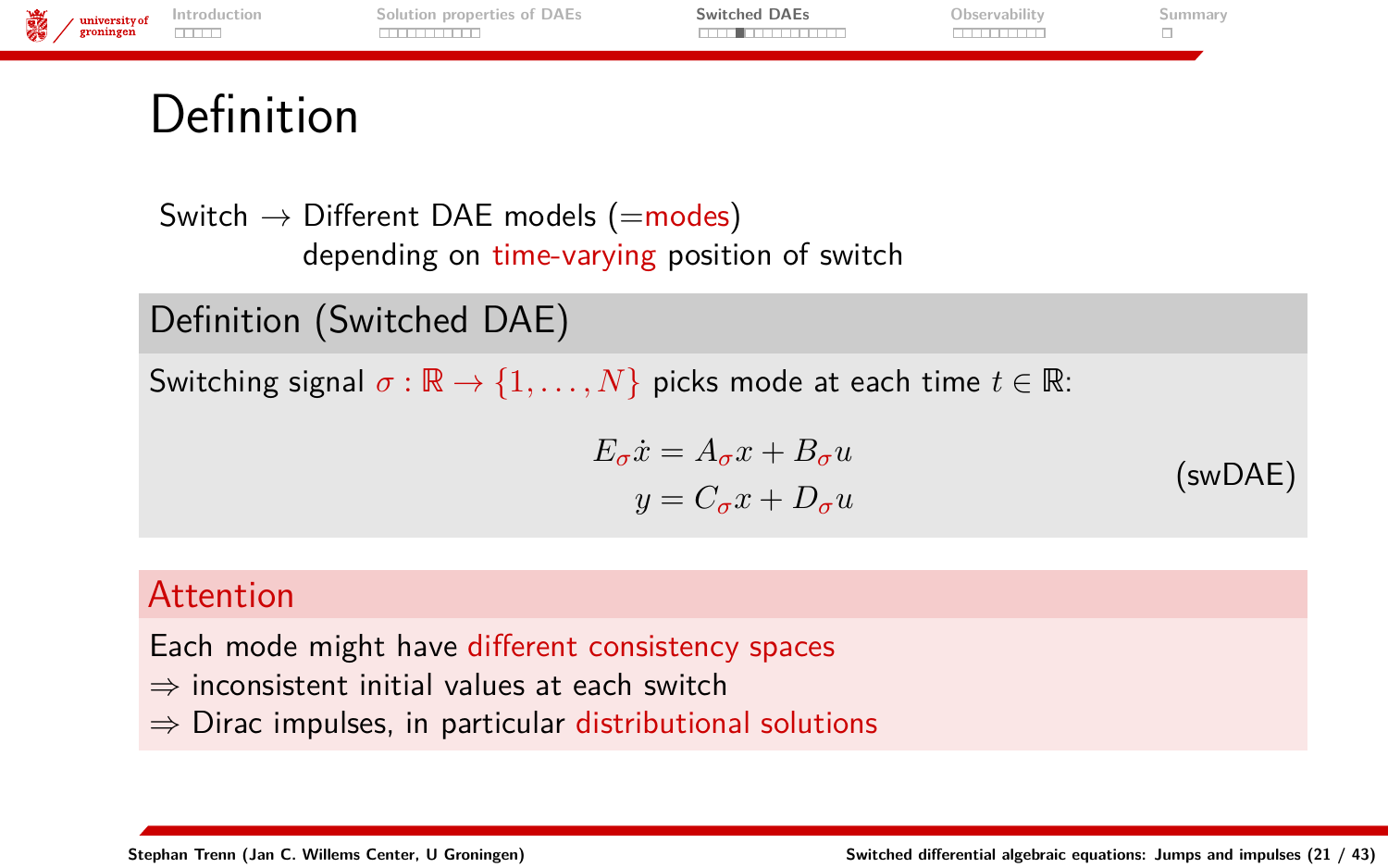# Definition

Switch → Different DAE models (=modes)
depending on time-varying position of switch

## Definition (Switched DAE)

Switching signal $\sigma : \mathbb{R} \to \{1, \dots, N\}$ picks mode at each time $t \in \mathbb{R}$:

$$
\begin{aligned}
E_\sigma \dot{x} &= A_\sigma x + B_\sigma u \\
y &= C_\sigma x + D_\sigma u
\end{aligned}
\qquad \text{(swDAE)}
$$

## Attention

Each mode might have different consistency spaces
⇒ inconsistent initial values at each switch
⇒ Dirac impulses, in particular distributional solutions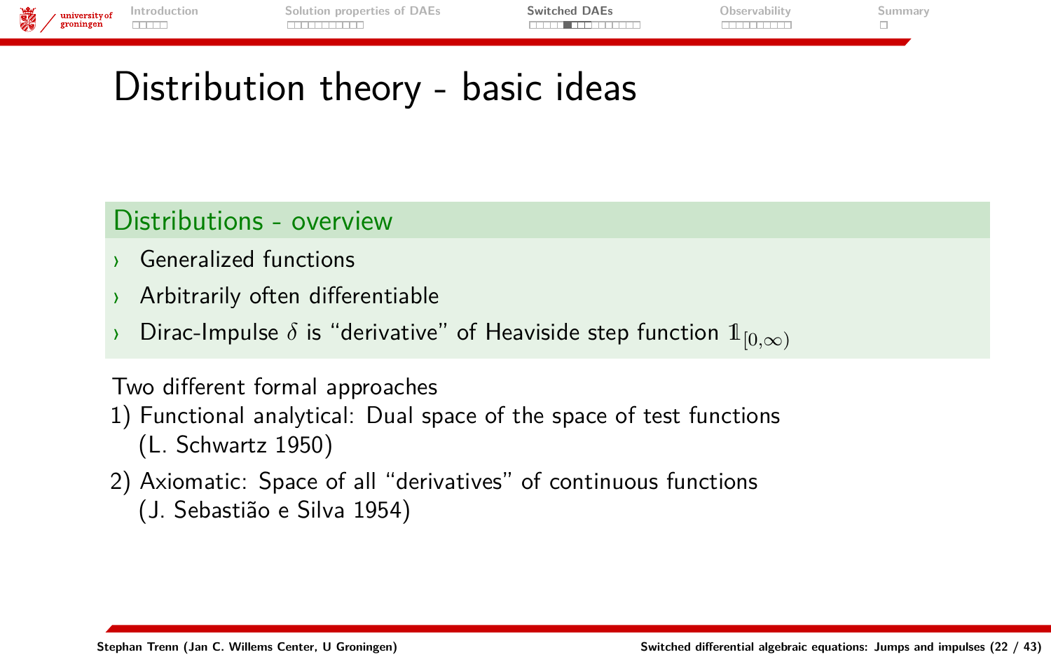# Distribution theory - basic ideas

## Distributions - overview

- Generalized functions
- Arbitrarily often differentiable
- Dirac-Impulse $\delta$ is "derivative" of Heaviside step function $\mathbb{1}_{[0,\infty)}$

Two different formal approaches

1) Functional analytical: Dual space of the space of test functions (L. Schwartz 1950)
2) Axiomatic: Space of all "derivatives" of continuous functions (J. Sebastião e Silva 1954)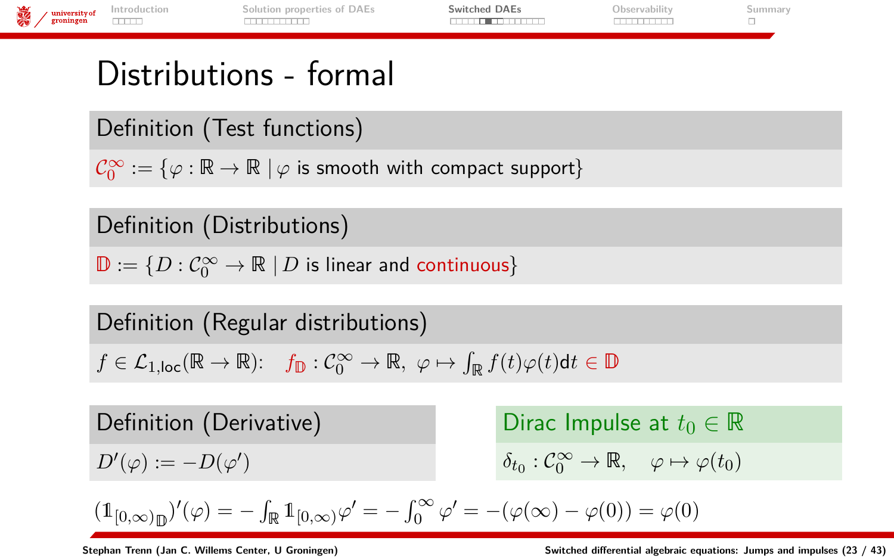# Distributions - formal

**Definition (Test functions)**

$\mathcal{C}_0^\infty := \{\varphi : \mathbb{R} \to \mathbb{R} \mid \varphi \text{ is smooth with compact support}\}$

**Definition (Distributions)**

$\mathbb{D} := \{D : \mathcal{C}_0^\infty \to \mathbb{R} \mid D \text{ is linear and continuous}\}$

**Definition (Regular distributions)**

$f \in \mathcal{L}_{1,\text{loc}}(\mathbb{R} \to \mathbb{R})$: $\quad f_\mathbb{D} : \mathcal{C}_0^\infty \to \mathbb{R},\ \varphi \mapsto \int_\mathbb{R} f(t)\varphi(t)\mathrm{d}t \in \mathbb{D}$

**Definition (Derivative)**

$D'(\varphi) := -D(\varphi')$

**Dirac Impulse at $t_0 \in \mathbb{R}$**

$\delta_{t_0} : \mathcal{C}_0^\infty \to \mathbb{R}, \quad \varphi \mapsto \varphi(t_0)$

$$({\mathbb{1}_{[0,\infty)}}_\mathbb{D})'(\varphi) = -\int_\mathbb{R} \mathbb{1}_{[0,\infty)}\varphi' = -\int_0^\infty \varphi' = -(\varphi(\infty) - \varphi(0)) = \varphi(0)$$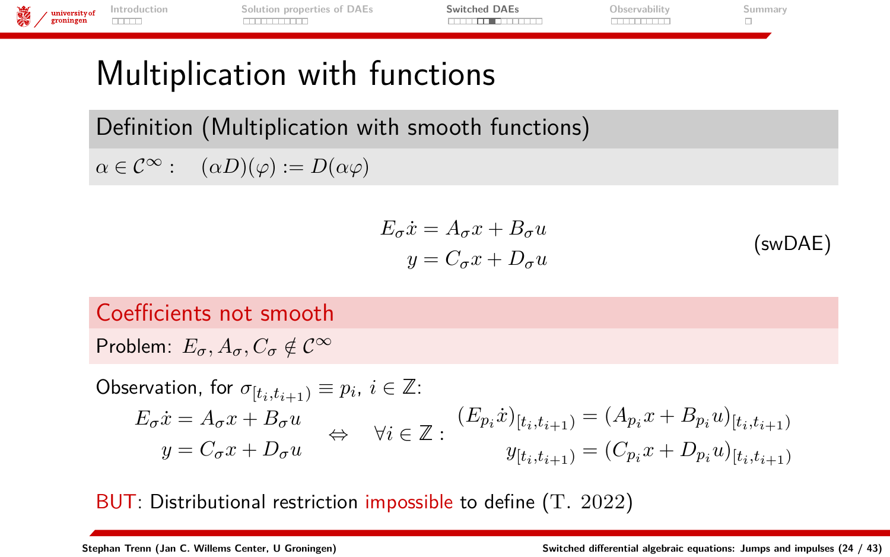# Multiplication with functions

**Definition (Multiplication with smooth functions)**

$\alpha \in \mathcal{C}^\infty: \quad (\alpha D)(\varphi) := D(\alpha\varphi)$

$$
\begin{aligned}
E_\sigma \dot{x} &= A_\sigma x + B_\sigma u \\
y &= C_\sigma x + D_\sigma u
\end{aligned}
\qquad \text{(swDAE)}
$$

**Coefficients not smooth**

Problem: $E_\sigma, A_\sigma, C_\sigma \notin \mathcal{C}^\infty$

Observation, for $\sigma_{[t_i,t_{i+1})} \equiv p_i$, $i \in \mathbb{Z}$:

$$
\begin{aligned}
E_\sigma \dot{x} &= A_\sigma x + B_\sigma u \\
y &= C_\sigma x + D_\sigma u
\end{aligned}
\quad \Leftrightarrow \quad \forall i \in \mathbb{Z}: \;
\begin{aligned}
(E_{p_i}\dot{x})_{[t_i,t_{i+1})} &= (A_{p_i}x + B_{p_i}u)_{[t_i,t_{i+1})} \\
y_{[t_i,t_{i+1})} &= (C_{p_i}x + D_{p_i}u)_{[t_i,t_{i+1})}
\end{aligned}
$$

BUT: Distributional restriction impossible to define (T. 2022)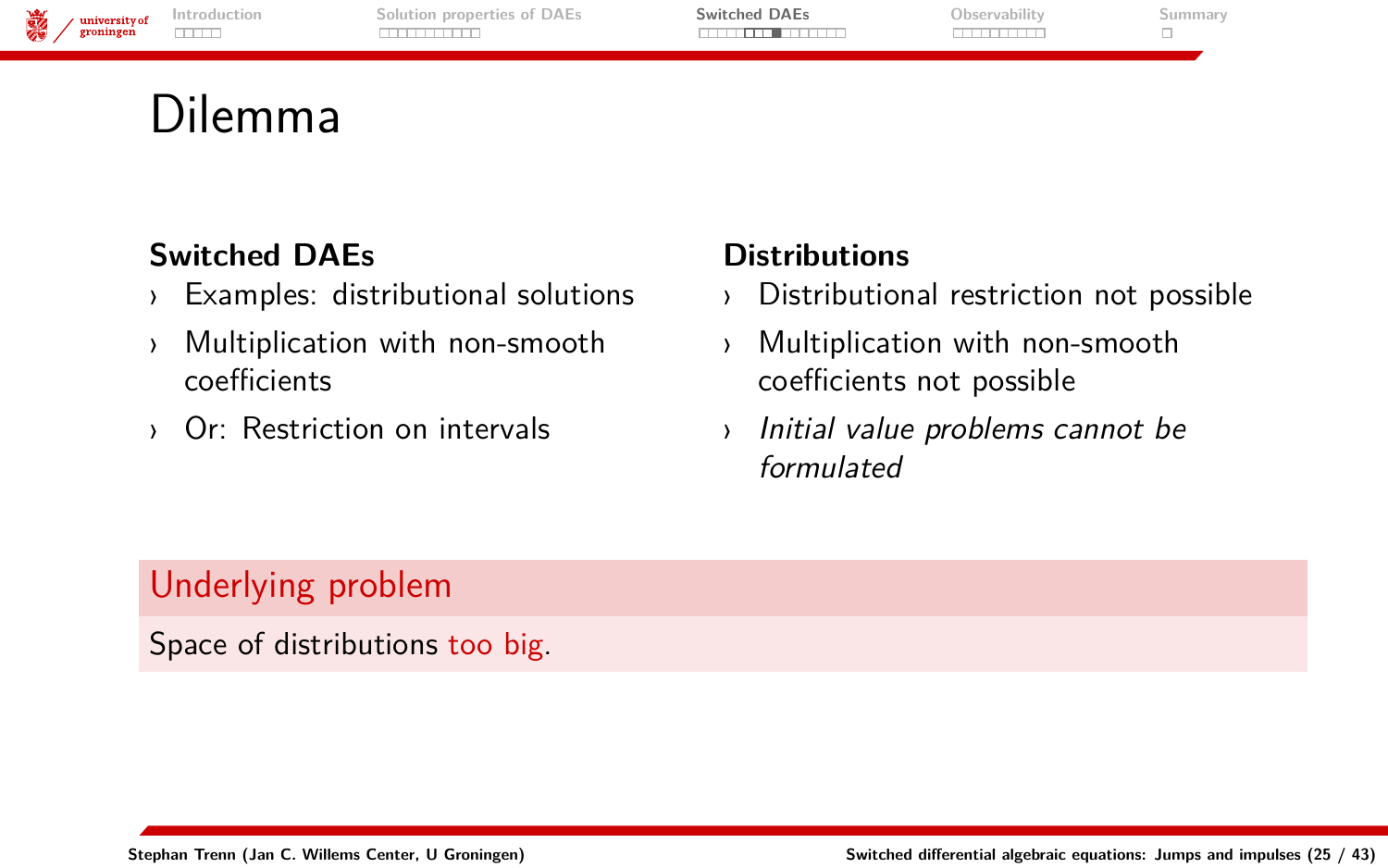# Dilemma

**Switched DAEs**

- Examples: distributional solutions
- Multiplication with non-smooth coefficients
- Or: Restriction on intervals

**Distributions**

- Distributional restriction not possible
- Multiplication with non-smooth coefficients not possible
- *Initial value problems cannot be formulated*

**Underlying problem**

Space of distributions too big.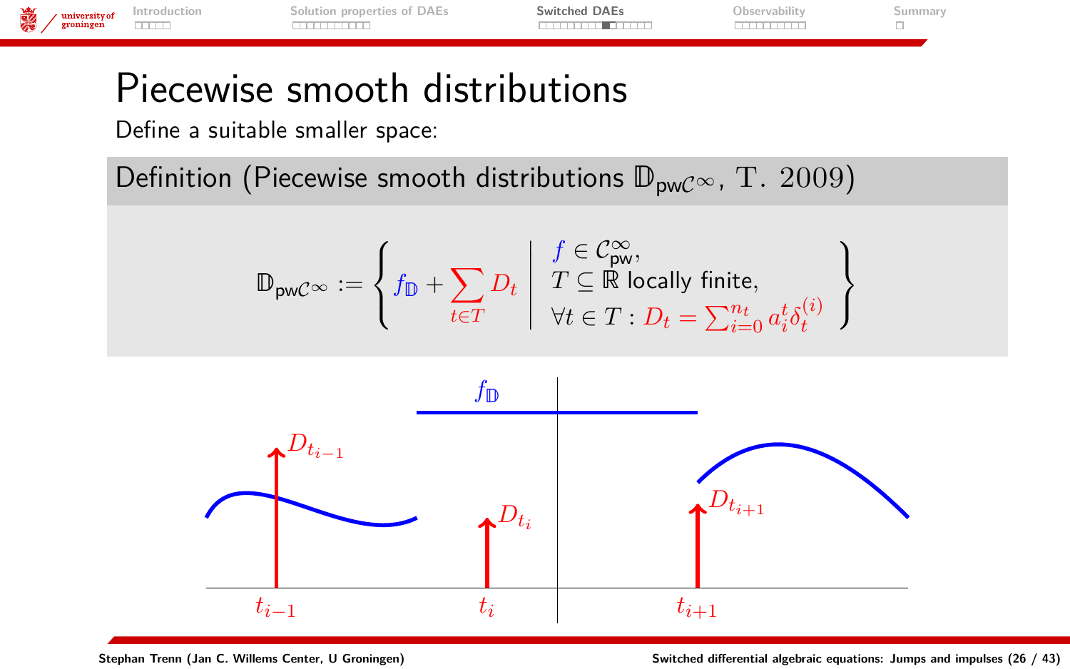# Piecewise smooth distributions

Define a suitable smaller space:

**Definition (Piecewise smooth distributions $\mathbb{D}_{\text{pw}\mathcal{C}^\infty}$, T. 2009)**

$$\mathbb{D}_{\text{pw}\mathcal{C}^\infty} := \left\{ f_{\mathbb{D}} + \sum_{t \in T} D_t \;\middle|\; \begin{array}{l} f \in \mathcal{C}^\infty_{\text{pw}}, \\ T \subseteq \mathbb{R} \text{ locally finite}, \\ \forall t \in T: D_t = \sum_{i=0}^{n_t} a_i^t \delta_t^{(i)} \end{array} \right\}$$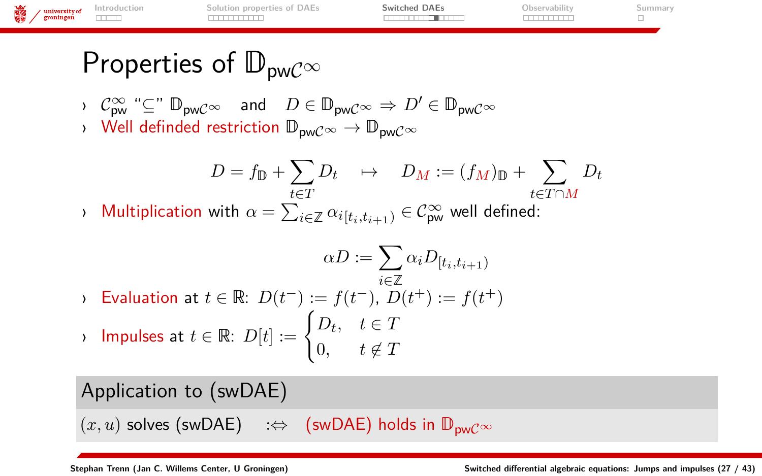# Properties of $\mathbb{D}_{\text{pw}\mathcal{C}^\infty}$

- $\mathcal{C}^\infty_{\text{pw}}$ "$\subseteq$" $\mathbb{D}_{\text{pw}\mathcal{C}^\infty}$ and $D \in \mathbb{D}_{\text{pw}\mathcal{C}^\infty} \Rightarrow D' \in \mathbb{D}_{\text{pw}\mathcal{C}^\infty}$
- Well definded restriction $\mathbb{D}_{\text{pw}\mathcal{C}^\infty} \to \mathbb{D}_{\text{pw}\mathcal{C}^\infty}$

$$D = f_{\mathbb{D}} + \sum_{t \in T} D_t \quad \mapsto \quad D_M := (f_M)_{\mathbb{D}} + \sum_{t \in T \cap M} D_t$$

- Multiplication with $\alpha = \sum_{i \in \mathbb{Z}} \alpha_{i[t_i, t_{i+1})} \in \mathcal{C}^\infty_{\text{pw}}$ well defined:

$$\alpha D := \sum_{i \in \mathbb{Z}} \alpha_i D_{[t_i, t_{i+1})}$$

- Evaluation at $t \in \mathbb{R}$: $D(t^-) := f(t^-)$, $D(t^+) := f(t^+)$
- Impulses at $t \in \mathbb{R}$: $D[t] := \begin{cases} D_t, & t \in T \\ 0, & t \notin T \end{cases}$

## Application to (swDAE)

$(x, u)$ solves (swDAE) $\quad :\Leftrightarrow \quad$ (swDAE) holds in $\mathbb{D}_{\text{pw}\mathcal{C}^\infty}$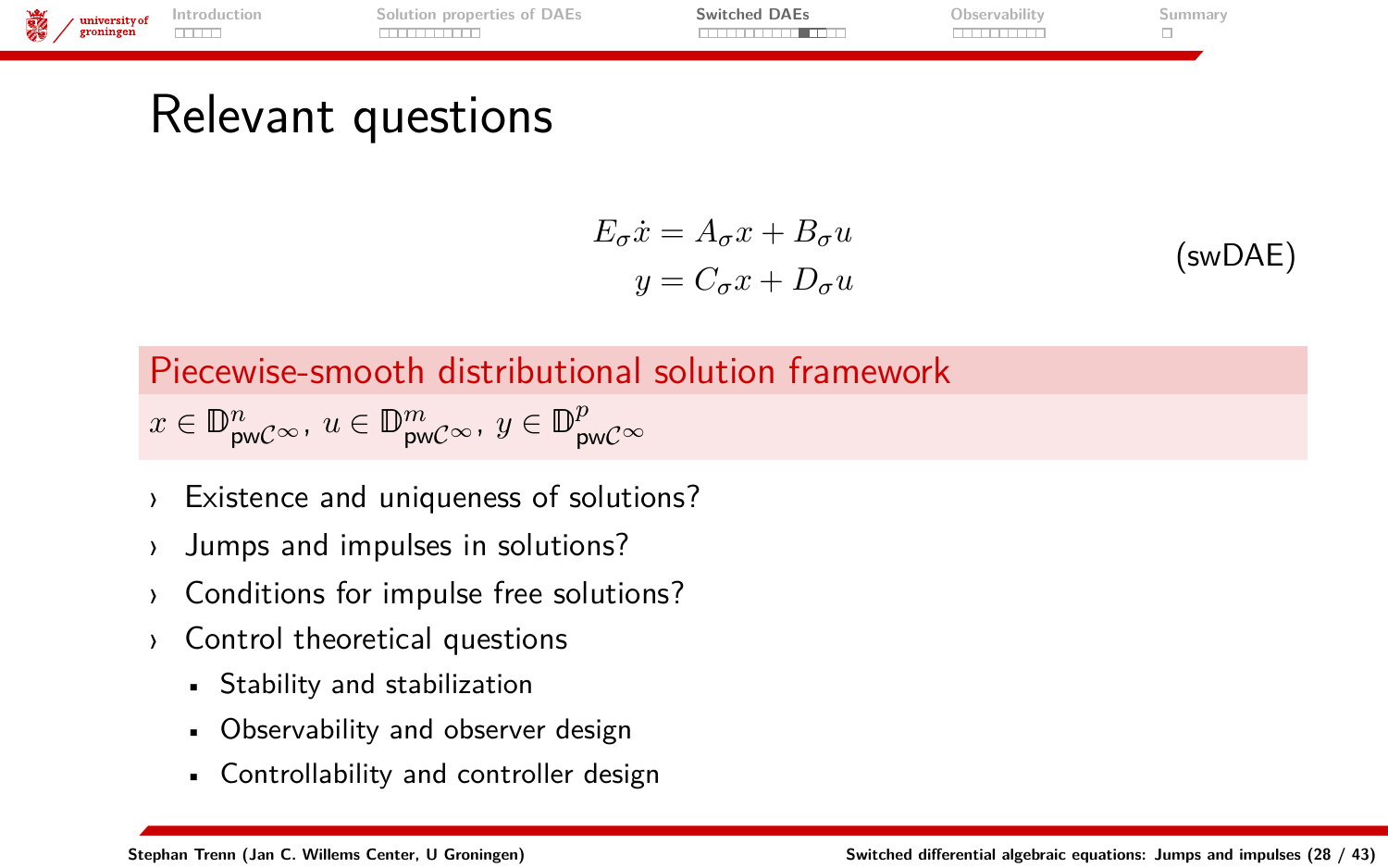# Relevant questions

$$
\begin{aligned}
E_\sigma \dot{x} &= A_\sigma x + B_\sigma u \\
y &= C_\sigma x + D_\sigma u
\end{aligned}
\tag{swDAE}
$$

**Piecewise-smooth distributional solution framework**

$x \in \mathbb{D}^n_{\mathrm{pw}\mathcal{C}^\infty}$, $u \in \mathbb{D}^m_{\mathrm{pw}\mathcal{C}^\infty}$, $y \in \mathbb{D}^p_{\mathrm{pw}\mathcal{C}^\infty}$

- Existence and uniqueness of solutions?
- Jumps and impulses in solutions?
- Conditions for impulse free solutions?
- Control theoretical questions
  - Stability and stabilization
  - Observability and observer design
  - Controllability and controller design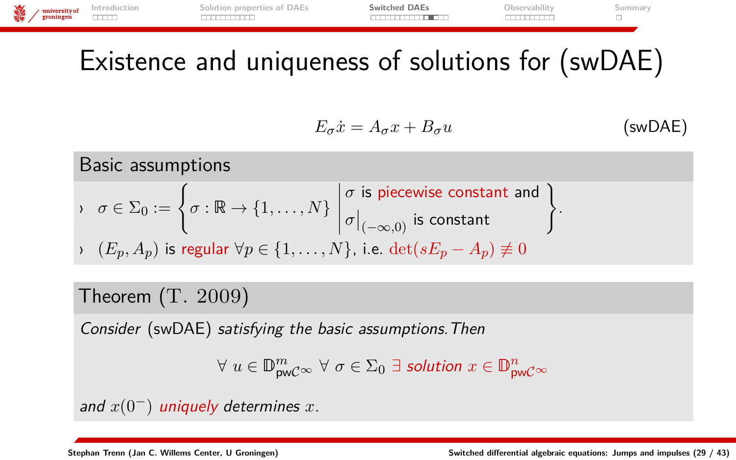# Existence and uniqueness of solutions for (swDAE)

$$E_\sigma \dot{x} = A_\sigma x + B_\sigma u \qquad \text{(swDAE)}$$

## Basic assumptions

- $\sigma \in \Sigma_0 := \left\{ \sigma : \mathbb{R} \to \{1, \ldots, N\} \;\middle|\; \begin{array}{l} \sigma \text{ is piecewise constant and} \\ \sigma\big|_{(-\infty,0)} \text{ is constant} \end{array} \right\}$.
- $(E_p, A_p)$ is regular $\forall p \in \{1, \ldots, N\}$, i.e. $\det(sE_p - A_p) \not\equiv 0$

## Theorem (T. 2009)

*Consider* (swDAE) *satisfying the basic assumptions. Then*

$$\forall\, u \in \mathbb{D}^m_{\mathrm{pw}\mathcal{C}^\infty} \;\forall\, \sigma \in \Sigma_0 \;\exists \text{ solution } x \in \mathbb{D}^n_{\mathrm{pw}\mathcal{C}^\infty}$$

*and* $x(0^-)$ *uniquely determines* $x$.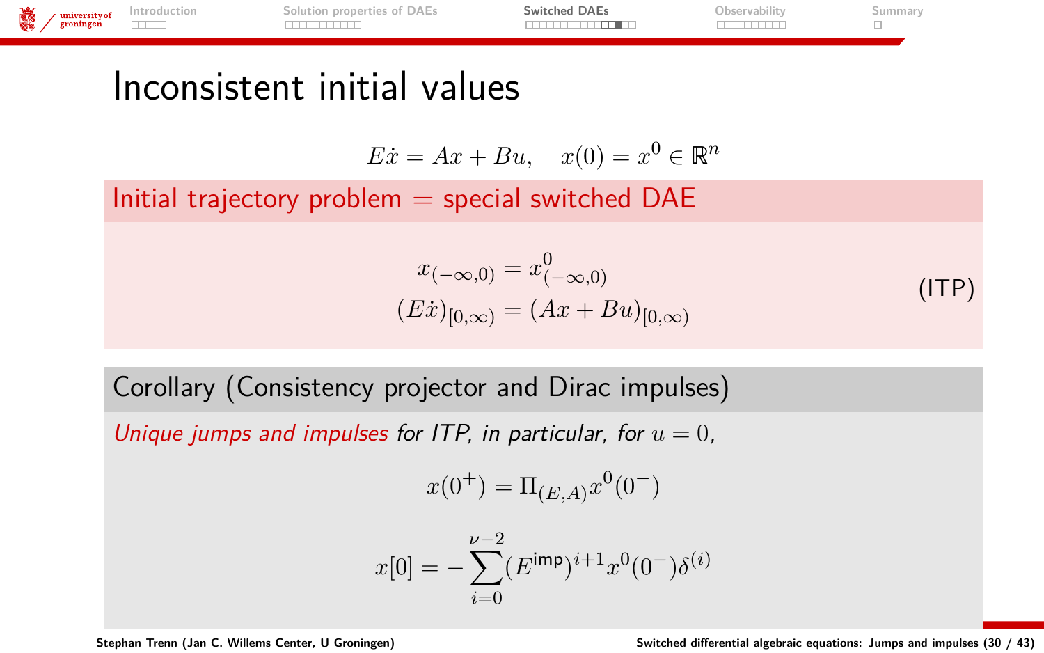# Inconsistent initial values

$$E\dot{x} = Ax + Bu, \quad x(0) = x^0 \in \mathbb{R}^n$$

**Initial trajectory problem = special switched DAE**

$$\begin{aligned} x_{(-\infty,0)} &= x^0_{(-\infty,0)} \\ (E\dot{x})_{[0,\infty)} &= (Ax + Bu)_{[0,\infty)} \end{aligned} \qquad \text{(ITP)}$$

**Corollary (Consistency projector and Dirac impulses)**

*Unique jumps and impulses for ITP, in particular, for $u = 0$,*

$$x(0^+) = \Pi_{(E,A)} x^0(0^-)$$

$$x[0] = -\sum_{i=0}^{\nu-2} (E^{\mathsf{imp}})^{i+1} x^0(0^-) \delta^{(i)}$$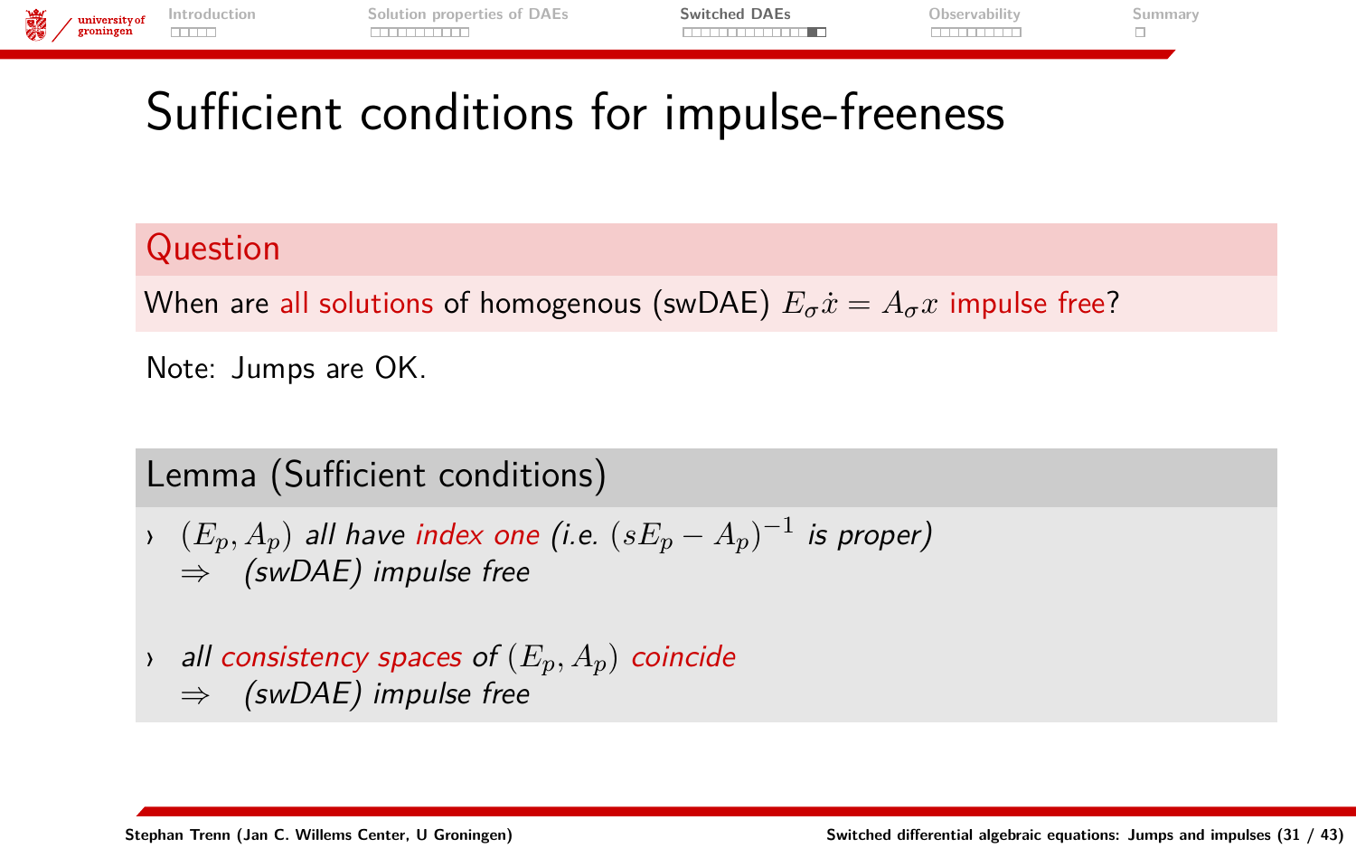# Sufficient conditions for impulse-freeness

**Question**

When are all solutions of homogenous (swDAE) $E_\sigma \dot{x} = A_\sigma x$ impulse free?

Note: Jumps are OK.

**Lemma (Sufficient conditions)**

- *$(E_p, A_p)$ all have index one (i.e. $(sE_p - A_p)^{-1}$ is proper)*
  $\Rightarrow$ *(swDAE) impulse free*

- *all consistency spaces of $(E_p, A_p)$ coincide*
  $\Rightarrow$ *(swDAE) impulse free*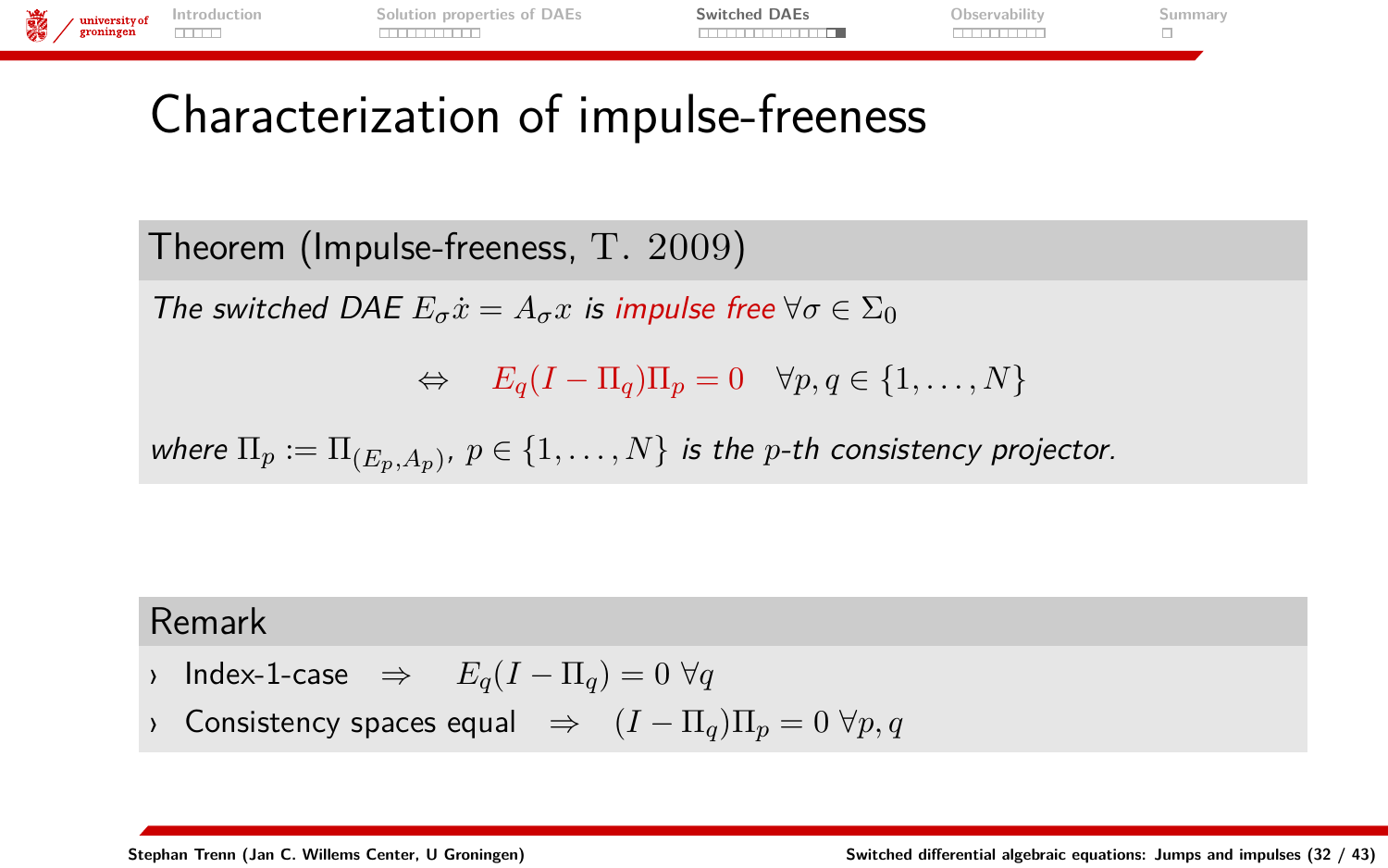# Characterization of impulse-freeness

**Theorem (Impulse-freeness, T. 2009)**

*The switched DAE $E_\sigma \dot{x} = A_\sigma x$ is impulse free $\forall \sigma \in \Sigma_0$*

$$\Leftrightarrow \quad E_q(I - \Pi_q)\Pi_p = 0 \quad \forall p, q \in \{1, \ldots, N\}$$

*where $\Pi_p := \Pi_{(E_p, A_p)}$, $p \in \{1, \ldots, N\}$ is the $p$-th consistency projector.*

**Remark**

- Index-1-case $\Rightarrow$ $E_q(I - \Pi_q) = 0 \ \forall q$
- Consistency spaces equal $\Rightarrow$ $(I - \Pi_q)\Pi_p = 0 \ \forall p, q$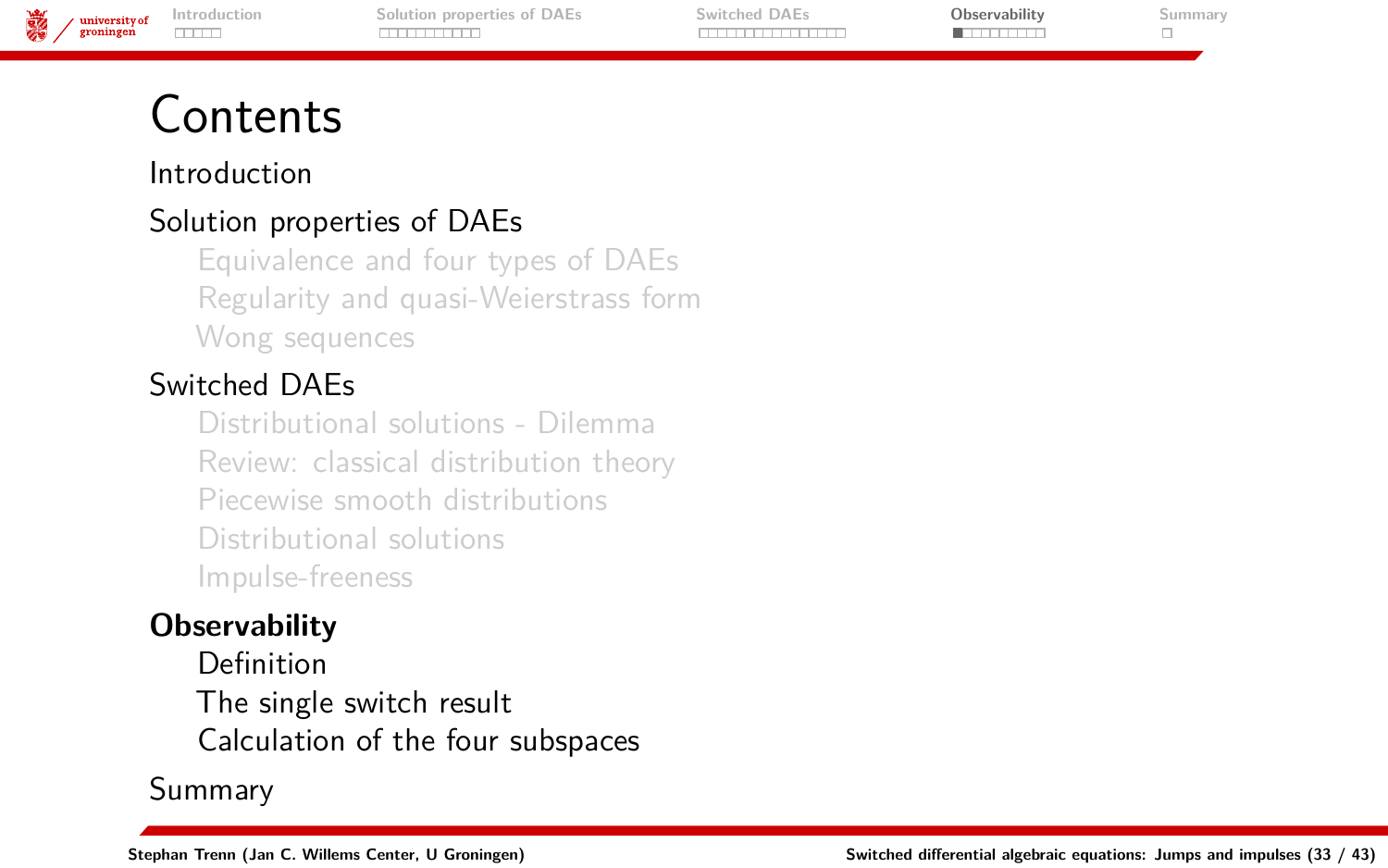# Contents

Introduction

Solution properties of DAEs

- Equivalence and four types of DAEs
- Regularity and quasi-Weierstrass form
- Wong sequences

Switched DAEs

- Distributional solutions - Dilemma
- Review: classical distribution theory
- Piecewise smooth distributions
- Distributional solutions
- Impulse-freeness

**Observability**

- Definition
- The single switch result
- Calculation of the four subspaces

Summary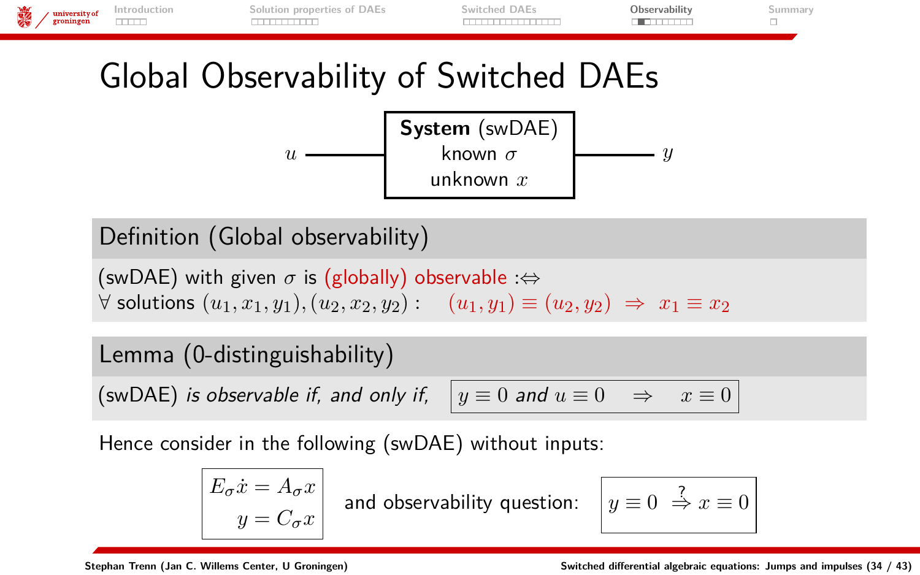# Global Observability of Switched DAEs

$u$ → **System** (swDAE) known $\sigma$ unknown $x$ → $y$

## Definition (Global observability)

(swDAE) with given $\sigma$ is (globally) observable $:\Leftrightarrow$
$\forall$ solutions $(u_1, x_1, y_1), (u_2, x_2, y_2)$ : $\quad (u_1, y_1) \equiv (u_2, y_2) \;\Rightarrow\; x_1 \equiv x_2$

## Lemma (0-distinguishability)

(swDAE) *is observable if, and only if,* $\boxed{y \equiv 0 \text{ and } u \equiv 0 \quad \Rightarrow \quad x \equiv 0}$

Hence consider in the following (swDAE) without inputs:

$$\boxed{\begin{aligned} E_\sigma \dot{x} &= A_\sigma x \\ y &= C_\sigma x \end{aligned}} \qquad \text{and observability question:} \qquad \boxed{y \equiv 0 \overset{?}{\Rightarrow} x \equiv 0}$$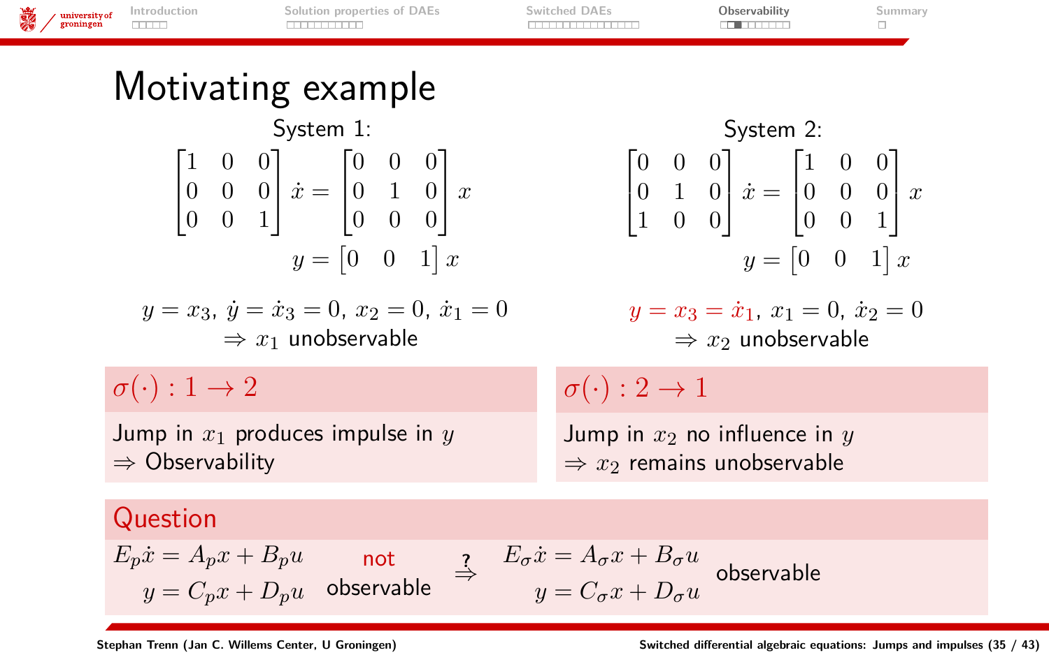# Motivating example

**System 1:**

$$\begin{bmatrix}1&0&0\\0&0&0\\0&0&1\end{bmatrix}\dot{x} = \begin{bmatrix}0&0&0\\0&1&0\\0&0&0\end{bmatrix}x$$

$$y = \begin{bmatrix}0&0&1\end{bmatrix}x$$

$y = x_3$, $\dot{y} = \dot{x}_3 = 0$, $x_2 = 0$, $\dot{x}_1 = 0$
$\Rightarrow x_1$ unobservable

**System 2:**

$$\begin{bmatrix}0&0&0\\0&1&0\\1&0&0\end{bmatrix}\dot{x} = \begin{bmatrix}1&0&0\\0&0&0\\0&0&1\end{bmatrix}x$$

$$y = \begin{bmatrix}0&0&1\end{bmatrix}x$$

$y = x_3 = \dot{x}_1$, $x_1 = 0$, $\dot{x}_2 = 0$
$\Rightarrow x_2$ unobservable

**$\sigma(\cdot): 1 \to 2$**

Jump in $x_1$ produces impulse in $y$
$\Rightarrow$ Observability

**$\sigma(\cdot): 2 \to 1$**

Jump in $x_2$ no influence in $y$
$\Rightarrow x_2$ remains unobservable

**Question**

$$\begin{aligned}E_p\dot{x} &= A_px + B_pu\\ y &= C_px + D_pu\end{aligned} \quad \text{not observable} \quad \overset{?}{\Rightarrow} \quad \begin{aligned}E_\sigma\dot{x} &= A_\sigma x + B_\sigma u\\ y &= C_\sigma x + D_\sigma u\end{aligned} \quad \text{observable}$$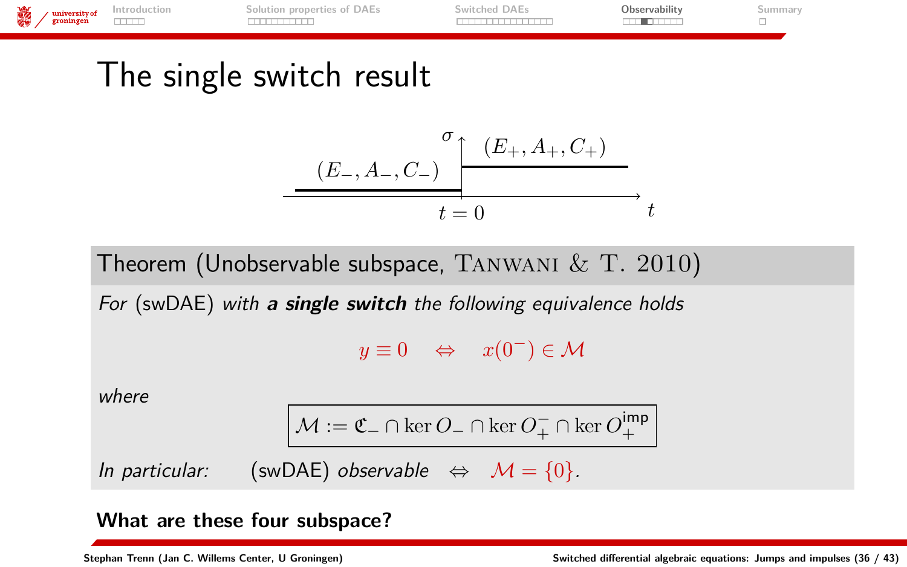# The single switch result

$\sigma$ — $(E_-, A_-, C_-)$ for $t < 0$, $(E_+, A_+, C_+)$ for $t > 0$; switch at $t = 0$

**Theorem (Unobservable subspace, Tanwani & T. 2010)**

*For* (swDAE) *with* ***a single switch*** *the following equivalence holds*

$$y \equiv 0 \quad \Leftrightarrow \quad x(0^-) \in \mathcal{M}$$

*where*

$$\boxed{\mathcal{M} := \mathfrak{C}_- \cap \ker O_- \cap \ker O_+^- \cap \ker O_+^{\mathsf{imp}}}$$

*In particular:* (swDAE) *observable* $\Leftrightarrow$ $\mathcal{M} = \{0\}$.

**What are these four subspace?**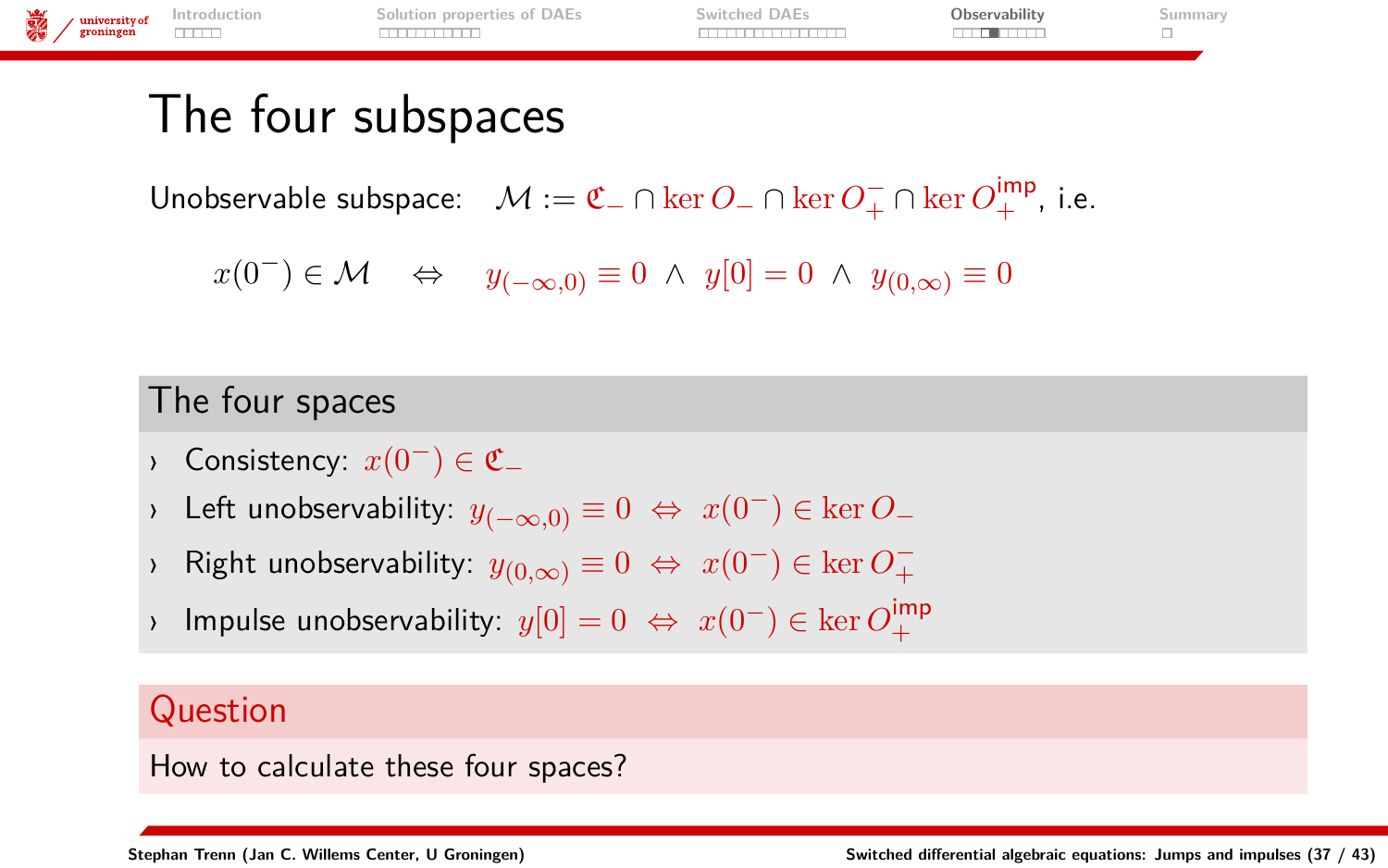# The four subspaces

Unobservable subspace: $\mathcal{M} := \mathfrak{C}_- \cap \ker O_- \cap \ker O_+^- \cap \ker O_+^{\text{imp}}$, i.e.

$$x(0^-) \in \mathcal{M} \quad \Leftrightarrow \quad y_{(-\infty,0)} \equiv 0 \ \wedge \ y[0] = 0 \ \wedge \ y_{(0,\infty)} \equiv 0$$

## The four spaces

- Consistency: $x(0^-) \in \mathfrak{C}_-$
- Left unobservability: $y_{(-\infty,0)} \equiv 0 \ \Leftrightarrow \ x(0^-) \in \ker O_-$
- Right unobservability: $y_{(0,\infty)} \equiv 0 \ \Leftrightarrow \ x(0^-) \in \ker O_+^-$
- Impulse unobservability: $y[0] = 0 \ \Leftrightarrow \ x(0^-) \in \ker O_+^{\text{imp}}$

## Question

How to calculate these four spaces?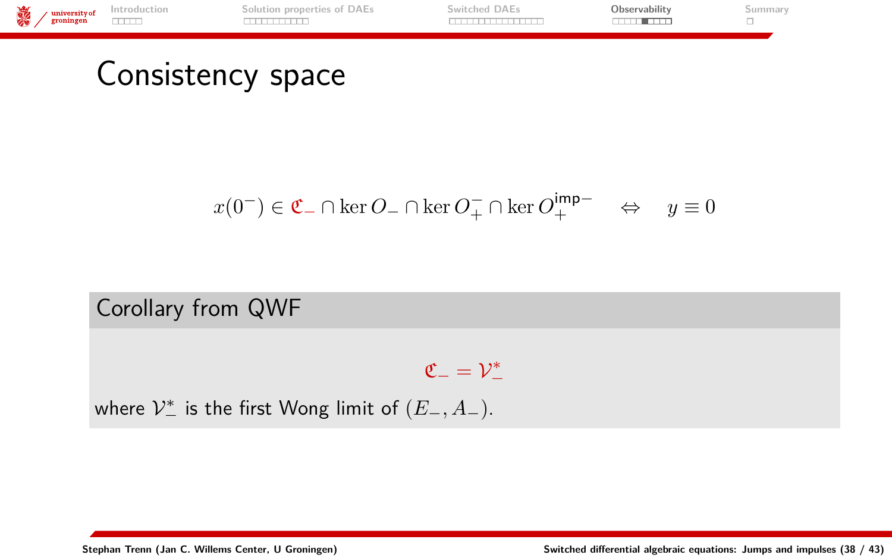# Consistency space

$$x(0^-) \in \mathfrak{C}_- \cap \ker O_- \cap \ker O_+^- \cap \ker O_+^{\mathsf{imp}-} \quad \Leftrightarrow \quad y \equiv 0$$

## Corollary from QWF

$$\mathfrak{C}_- = \mathcal{V}_-^*$$

where $\mathcal{V}_-^*$ is the first Wong limit of $(E_-, A_-)$.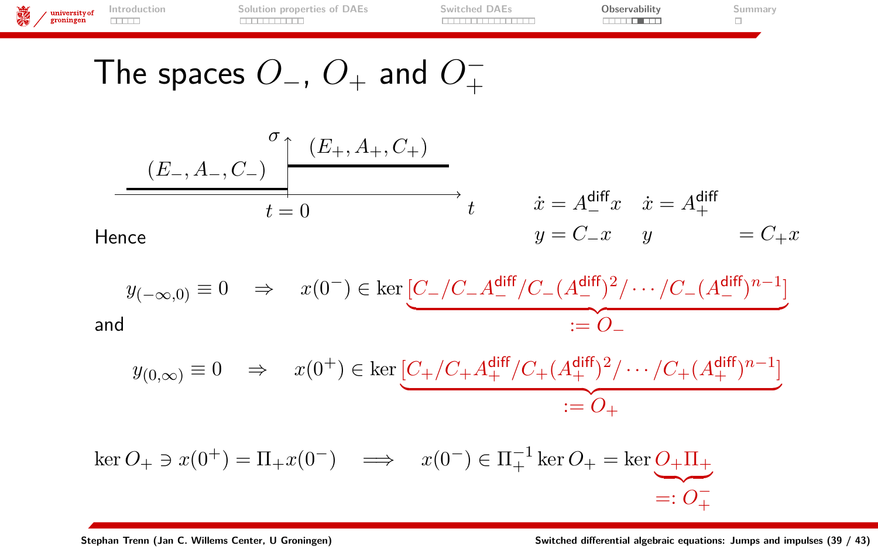# The spaces $O_-$, $O_+$ and $O_+^-$

$\sigma$: $(E_-, A_-, C_-)$ for $t < 0$, $(E_+, A_+, C_+)$ for $t > 0$

$$\dot{x} = A_-^{\text{diff}} x \quad \dot{x} = A_+^{\text{diff}}$$
$$y = C_- x \quad y = C_+ x$$

Hence

$$y_{(-\infty,0)} \equiv 0 \quad \Rightarrow \quad x(0^-) \in \ker \underbrace{[C_- / C_- A_-^{\text{diff}} / C_-(A_-^{\text{diff}})^2 / \cdots / C_-(A_-^{\text{diff}})^{n-1}]}_{:= O_-}$$

and

$$y_{(0,\infty)} \equiv 0 \quad \Rightarrow \quad x(0^+) \in \ker \underbrace{[C_+ / C_+ A_+^{\text{diff}} / C_+(A_+^{\text{diff}})^2 / \cdots / C_+(A_+^{\text{diff}})^{n-1}]}_{:= O_+}$$

$$\ker O_+ \ni x(0^+) = \Pi_+ x(0^-) \quad \Longrightarrow \quad x(0^-) \in \Pi_+^{-1} \ker O_+ = \ker \underbrace{O_+ \Pi_+}_{=: O_+^-}$$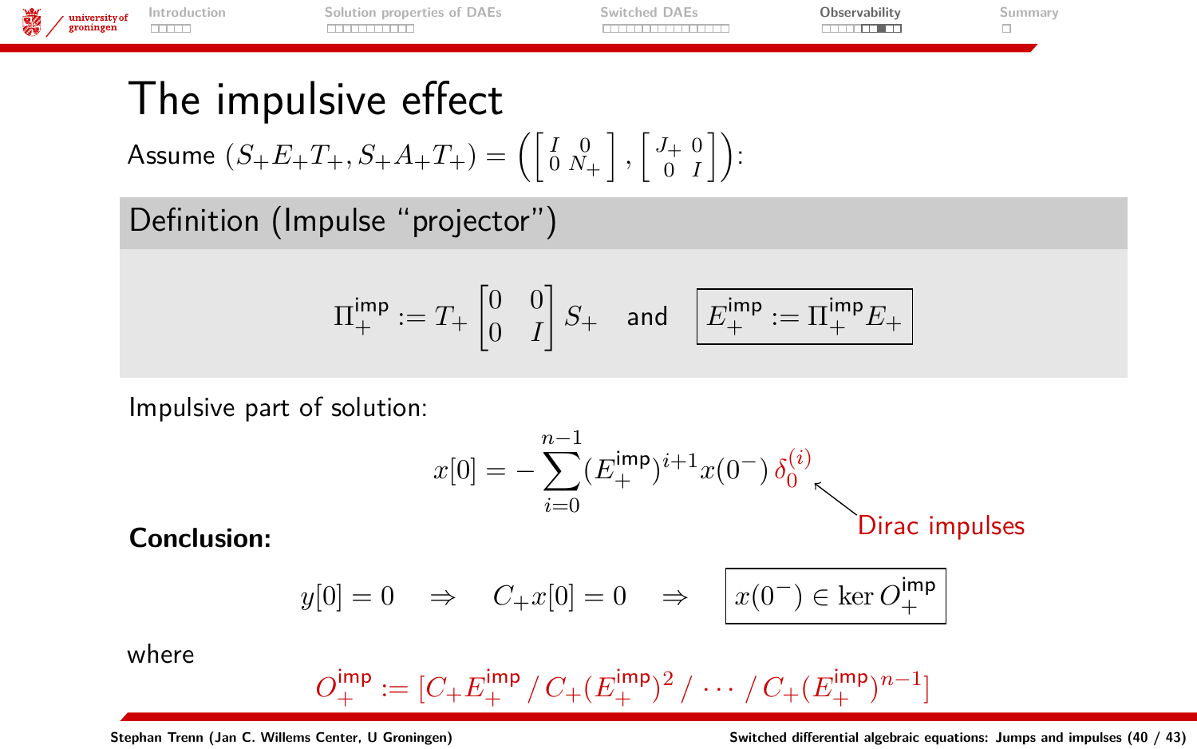# The impulsive effect

Assume $(S_+E_+T_+, S_+A_+T_+) = \left(\begin{bmatrix} I & 0 \\ 0 & N_+ \end{bmatrix}, \begin{bmatrix} J_+ & 0 \\ 0 & I \end{bmatrix}\right)$:

## Definition (Impulse "projector")

$$\Pi_+^{\mathsf{imp}} := T_+ \begin{bmatrix} 0 & 0 \\ 0 & I \end{bmatrix} S_+ \quad \text{and} \quad \boxed{E_+^{\mathsf{imp}} := \Pi_+^{\mathsf{imp}} E_+}$$

Impulsive part of solution:

$$x[0] = -\sum_{i=0}^{n-1} (E_+^{\mathsf{imp}})^{i+1} x(0^-)\, \delta_0^{(i)}$$

Dirac impulses

**Conclusion:**

$$y[0] = 0 \quad \Rightarrow \quad C_+ x[0] = 0 \quad \Rightarrow \quad \boxed{x(0^-) \in \ker O_+^{\mathsf{imp}}}$$

where

$$O_+^{\mathsf{imp}} := [C_+ E_+^{\mathsf{imp}} \,/\, C_+ (E_+^{\mathsf{imp}})^2 \,/\, \cdots \,/\, C_+ (E_+^{\mathsf{imp}})^{n-1}]$$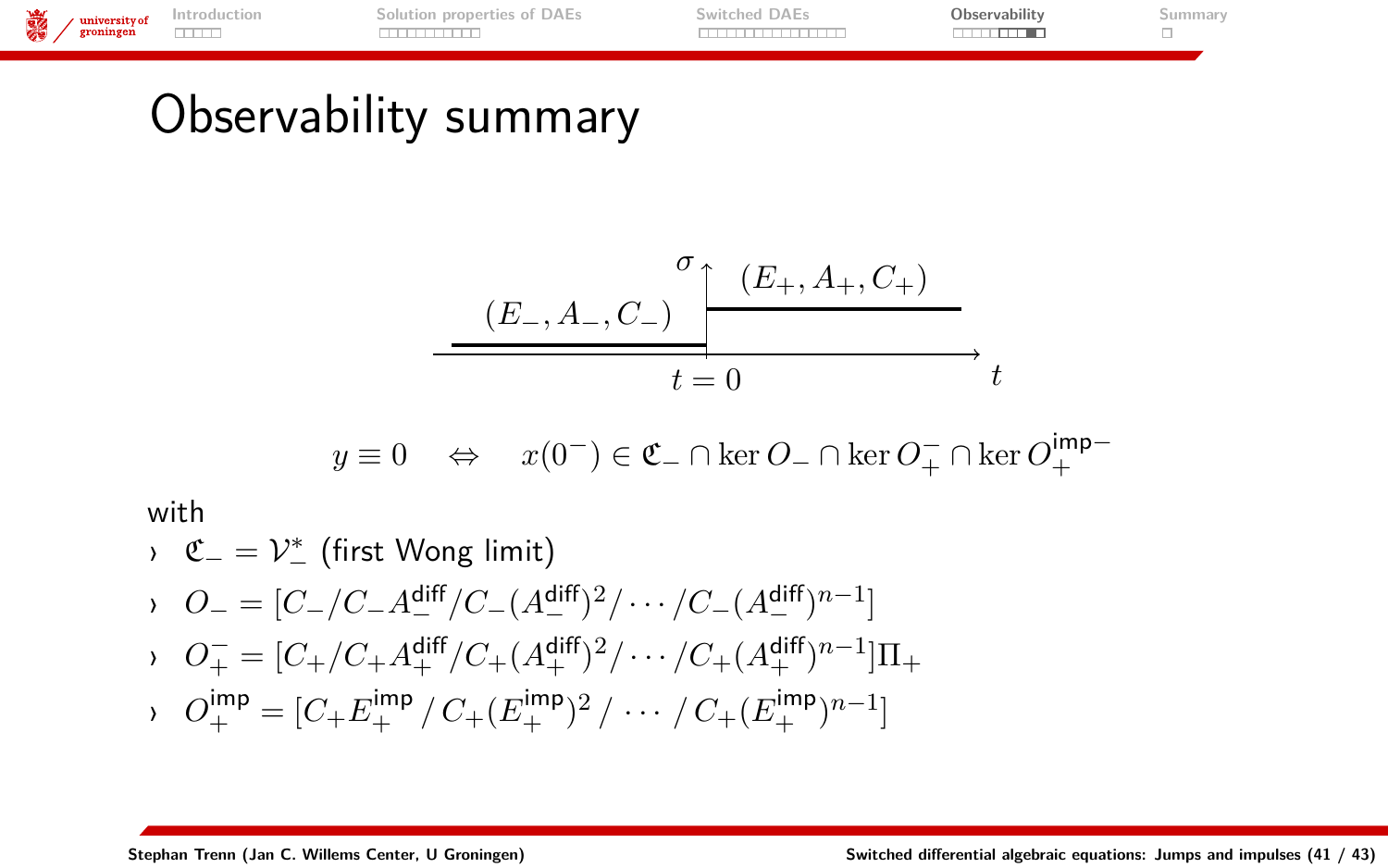# Observability summary

$\sigma$ — $(E_-, A_-, C_-)$ for $t < 0$, $(E_+, A_+, C_+)$ for $t > 0$; switch at $t = 0$

$$y \equiv 0 \quad \Leftrightarrow \quad x(0^-) \in \mathfrak{C}_- \cap \ker O_- \cap \ker O_+^- \cap \ker O_+^{\mathsf{imp}-}$$

with

- $\mathfrak{C}_- = \mathcal{V}_-^*$ (first Wong limit)
- $O_- = [C_- / C_- A_-^{\mathsf{diff}} / C_- (A_-^{\mathsf{diff}})^2 / \cdots / C_- (A_-^{\mathsf{diff}})^{n-1}]$
- $O_+^- = [C_+ / C_+ A_+^{\mathsf{diff}} / C_+ (A_+^{\mathsf{diff}})^2 / \cdots / C_+ (A_+^{\mathsf{diff}})^{n-1}] \Pi_+$
- $O_+^{\mathsf{imp}} = [C_+ E_+^{\mathsf{imp}} \,/\, C_+ (E_+^{\mathsf{imp}})^2 \,/\, \cdots \,/\, C_+ (E_+^{\mathsf{imp}})^{n-1}]$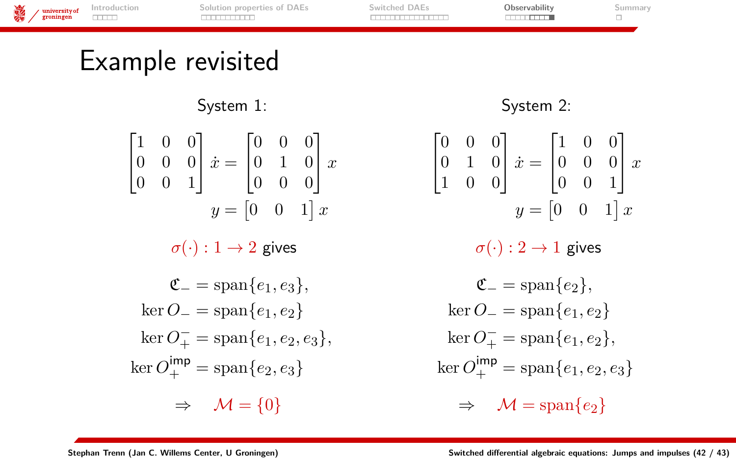# Example revisited

**System 1:**

$$\begin{bmatrix}1&0&0\\0&0&0\\0&0&1\end{bmatrix}\dot{x} = \begin{bmatrix}0&0&0\\0&1&0\\0&0&0\end{bmatrix}x$$

$$y = \begin{bmatrix}0&0&1\end{bmatrix}x$$

$\sigma(\cdot): 1 \to 2$ gives

$$\begin{aligned}
\mathfrak{C}_- &= \operatorname{span}\{e_1, e_3\},\\
\ker O_- &= \operatorname{span}\{e_1, e_2\}\\
\ker O_+^- &= \operatorname{span}\{e_1, e_2, e_3\},\\
\ker O_+^{\mathsf{imp}} &= \operatorname{span}\{e_2, e_3\}
\end{aligned}$$

$$\Rightarrow \quad \mathcal{M} = \{0\}$$

**System 2:**

$$\begin{bmatrix}0&0&0\\0&1&0\\1&0&0\end{bmatrix}\dot{x} = \begin{bmatrix}1&0&0\\0&0&0\\0&0&1\end{bmatrix}x$$

$$y = \begin{bmatrix}0&0&1\end{bmatrix}x$$

$\sigma(\cdot): 2 \to 1$ gives

$$\begin{aligned}
\mathfrak{C}_- &= \operatorname{span}\{e_2\},\\
\ker O_- &= \operatorname{span}\{e_1, e_2\}\\
\ker O_+^- &= \operatorname{span}\{e_1, e_2\},\\
\ker O_+^{\mathsf{imp}} &= \operatorname{span}\{e_1, e_2, e_3\}
\end{aligned}$$

$$\Rightarrow \quad \mathcal{M} = \operatorname{span}\{e_2\}$$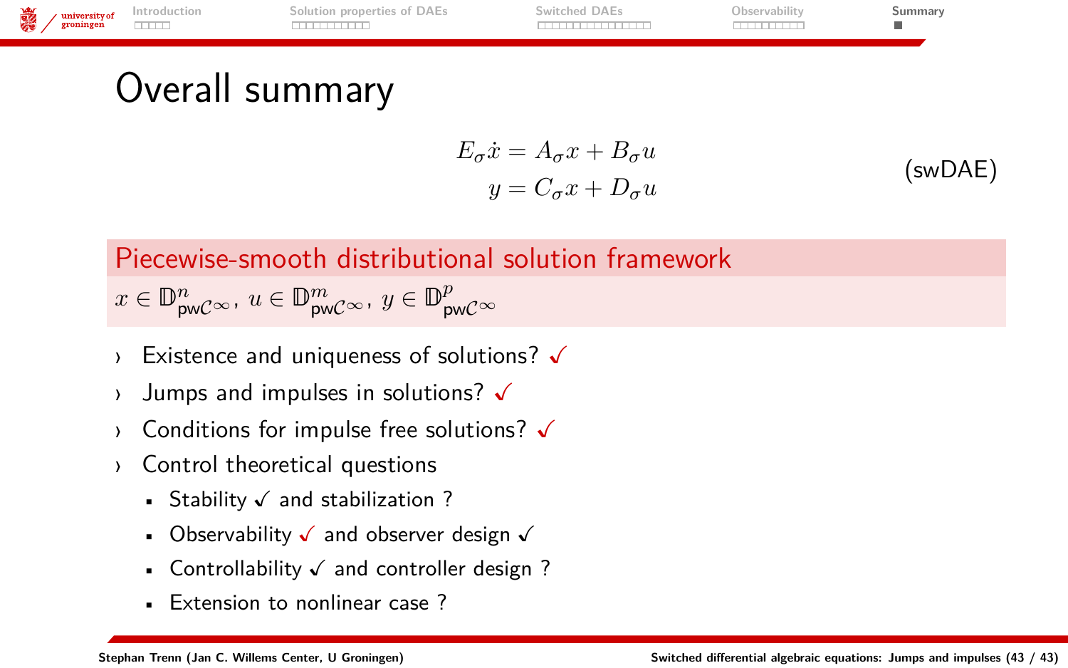# Overall summary

$$
\begin{aligned}
E_\sigma \dot{x} &= A_\sigma x + B_\sigma u \\
y &= C_\sigma x + D_\sigma u
\end{aligned}
\qquad \text{(swDAE)}
$$

**Piecewise-smooth distributional solution framework**

$x \in \mathbb{D}^n_{\mathsf{pw}\mathcal{C}^\infty}$, $u \in \mathbb{D}^m_{\mathsf{pw}\mathcal{C}^\infty}$, $y \in \mathbb{D}^p_{\mathsf{pw}\mathcal{C}^\infty}$

- Existence and uniqueness of solutions? ✓
- Jumps and impulses in solutions? ✓
- Conditions for impulse free solutions? ✓
- Control theoretical questions
  - Stability ✓ and stabilization ?
  - Observability ✓ and observer design ✓
  - Controllability ✓ and controller design ?
  - Extension to nonlinear case ?